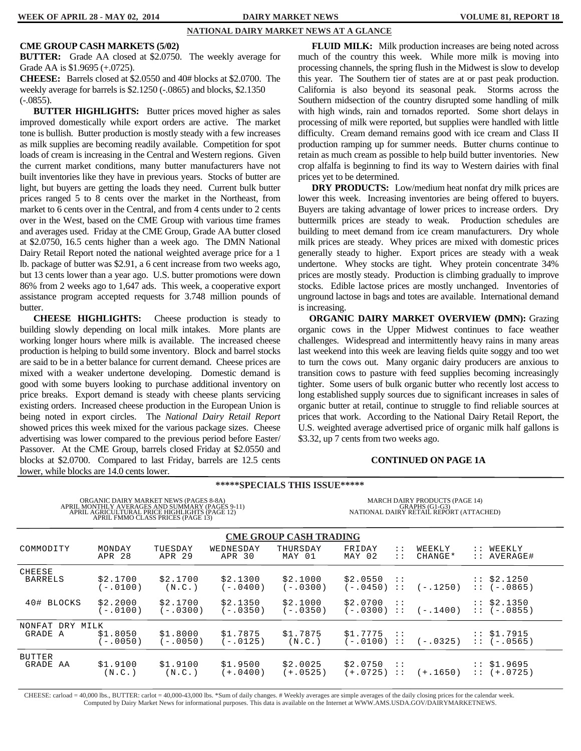## NATIONAL DAIRY MARKET NEWS AT A GLANCE

**CME GROUP CASH MARKETS (5/02)**

**BUTTER:** Grade AA closed at $2.0750. The weekly average for Grade AA is $1.9695 (+.0725).

**CHEESE:** Barrels closed at $2.0550 and 40# blocks at $2.0700. The weekly average for barrels is $2.1250 (-.0865) and blocks, $2.1350 (-.0855).

**BUTTER HIGHLIGHTS:** Butter prices moved higher as sales improved domestically while export orders are active. The market tone is bullish. Butter production is mostly steady with a few increases as milk supplies are becoming readily available. Competition for spot loads of cream is increasing in the Central and Western regions. Given the current market conditions, many butter manufacturers have not built inventories like they have in previous years. Stocks of butter are light, but buyers are getting the loads they need. Current bulk butter prices ranged 5 to 8 cents over the market in the Northeast, from market to 6 cents over in the Central, and from 4 cents under to 2 cents over in the West, based on the CME Group with various time frames and averages used. Friday at the CME Group, Grade AA butter closed at $2.0750, 16.5 cents higher than a week ago. The DMN National Dairy Retail Report noted the national weighted average price for a 1 lb. package of butter was $2.91, a 6 cent increase from two weeks ago, but 13 cents lower than a year ago. U.S. butter promotions were down 86% from 2 weeks ago to 1,647 ads. This week, a cooperative export assistance program accepted requests for 3.748 million pounds of butter.

**CHEESE HIGHLIGHTS:** Cheese production is steady to building slowly depending on local milk intakes. More plants are working longer hours where milk is available. The increased cheese production is helping to build some inventory. Block and barrel stocks are said to be in a better balance for current demand. Cheese prices are mixed with a weaker undertone developing. Domestic demand is good with some buyers looking to purchase additional inventory on price breaks. Export demand is steady with cheese plants servicing existing orders. Increased cheese production in the European Union is being noted in export circles. The *National Dairy Retail Report* showed prices this week mixed for the various package sizes. Cheese advertising was lower compared to the previous period before Easter/ Passover. At the CME Group, barrels closed Friday at $2.0550 and blocks at $2.0700. Compared to last Friday, barrels are 12.5 cents lower, while blocks are 14.0 cents lower.

**FLUID MILK:** Milk production increases are being noted across much of the country this week. While more milk is moving into processing channels, the spring flush in the Midwest is slow to develop this year. The Southern tier of states are at or past peak production. California is also beyond its seasonal peak. Storms across the Southern midsection of the country disrupted some handling of milk with high winds, rain and tornados reported. Some short delays in processing of milk were reported, but supplies were handled with little difficulty. Cream demand remains good with ice cream and Class II production ramping up for summer needs. Butter churns continue to retain as much cream as possible to help build butter inventories. New crop alfalfa is beginning to find its way to Western dairies with final prices yet to be determined.

**DRY PRODUCTS:** Low/medium heat nonfat dry milk prices are lower this week. Increasing inventories are being offered to buyers. Buyers are taking advantage of lower prices to increase orders. Dry buttermilk prices are steady to weak. Production schedules are building to meet demand from ice cream manufacturers. Dry whole milk prices are steady. Whey prices are mixed with domestic prices generally steady to higher. Export prices are steady with a weak undertone. Whey stocks are tight. Whey protein concentrate 34% prices are mostly steady. Production is climbing gradually to improve stocks. Edible lactose prices are mostly unchanged. Inventories of unground lactose in bags and totes are available. International demand is increasing.

**ORGANIC DAIRY MARKET OVERVIEW (DMN):** Grazing organic cows in the Upper Midwest continues to face weather challenges. Widespread and intermittently heavy rains in many areas last weekend into this week are leaving fields quite soggy and too wet to turn the cows out. Many organic dairy producers are anxious to transition cows to pasture with feed supplies becoming increasingly tighter. Some users of bulk organic butter who recently lost access to long established supply sources due to significant increases in sales of organic butter at retail, continue to struggle to find reliable sources at prices that work. According to the National Dairy Retail Report, the U.S. weighted average advertised price of organic milk half gallons is $3.32, up 7 cents from two weeks ago.

**CONTINUED ON PAGE 1A**

### *****SPECIALS THIS ISSUE*****

ORGANIC DAIRY MARKET NEWS (PAGES 8-8A)
APRIL MONTHLY AVERAGES AND SUMMARY (PAGES 9-11)
APRIL AGRICULTURAL PRICE HIGHLIGHTS (PAGE 12)
APRIL FMMO CLASS PRICES (PAGE 13)

MARCH DAIRY PRODUCTS (PAGE 14)
GRAPHS (G1-G3)
NATIONAL DAIRY RETAIL REPORT (ATTACHED)

### CME GROUP CASH TRADING

| COMMODITY | MONDAY APR 28 | TUESDAY APR 29 | WEDNESDAY APR 30 | THURSDAY MAY 01 | FRIDAY MAY 02 | WEEKLY CHANGE* | WEEKLY AVERAGE# |
|---|---|---|---|---|---|---|---|
| CHEESE BARRELS | $2.1700 (-.0100) | $2.1700 (N.C.) | $2.1300 (-.0400) | $2.1000 (-.0300) | $2.0550 (-.0450) | (-.1250) | $2.1250 (-.0865) |
| 40# BLOCKS | $2.2000 (-.0100) | $2.1700 (-.0300) | $2.1350 (-.0350) | $2.1000 (-.0350) | $2.0700 (-.0300) | (-.1400) | $2.1350 (-.0855) |
| NONFAT DRY MILK GRADE A | $1.8050 (-.0050) | $1.8000 (-.0050) | $1.7875 (-.0125) | $1.7875 (N.C.) | $1.7775 (-.0100) | (-.0325) | $1.7915 (-.0565) |
| BUTTER GRADE AA | $1.9100 (N.C.) | $1.9100 (N.C.) | $1.9500 (+.0400) | $2.0025 (+.0525) | $2.0750 (+.0725) | (+.1650) | $1.9695 (+.0725) |

CHEESE: carload = 40,000 lbs., BUTTER: carlot = 40,000-43,000 lbs. *Sum of daily changes. # Weekly averages are simple averages of the daily closing prices for the calendar week. Computed by Dairy Market News for informational purposes. This data is available on the Internet at WWW.AMS.USDA.GOV/DAIRYMARKETNEWS.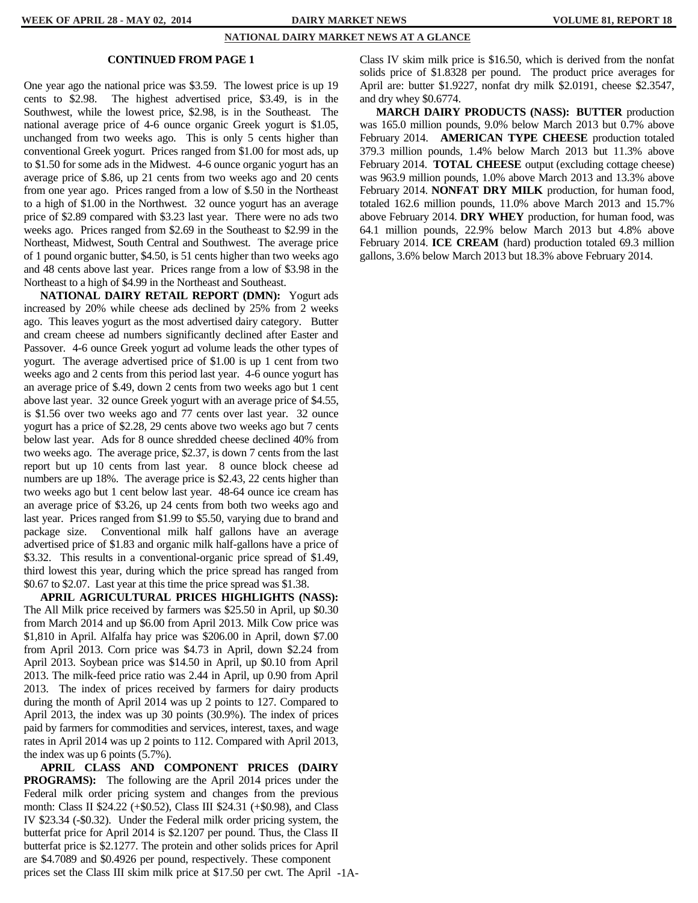## NATIONAL DAIRY MARKET NEWS AT A GLANCE

### CONTINUED FROM PAGE 1

One year ago the national price was $3.59. The lowest price is up 19 cents to $2.98. The highest advertised price, $3.49, is in the Southwest, while the lowest price, $2.98, is in the Southeast. The national average price of 4-6 ounce organic Greek yogurt is $1.05, unchanged from two weeks ago. This is only 5 cents higher than conventional Greek yogurt. Prices ranged from $1.00 for most ads, up to $1.50 for some ads in the Midwest. 4-6 ounce organic yogurt has an average price of $.86, up 21 cents from two weeks ago and 20 cents from one year ago. Prices ranged from a low of $.50 in the Northeast to a high of $1.00 in the Northwest. 32 ounce yogurt has an average price of $2.89 compared with $3.23 last year. There were no ads two weeks ago. Prices ranged from $2.69 in the Southeast to $2.99 in the Northeast, Midwest, South Central and Southwest. The average price of 1 pound organic butter, $4.50, is 51 cents higher than two weeks ago and 48 cents above last year. Prices range from a low of $3.98 in the Northeast to a high of $4.99 in the Northeast and Southeast.

**NATIONAL DAIRY RETAIL REPORT (DMN):** Yogurt ads increased by 20% while cheese ads declined by 25% from 2 weeks ago. This leaves yogurt as the most advertised dairy category. Butter and cream cheese ad numbers significantly declined after Easter and Passover. 4-6 ounce Greek yogurt ad volume leads the other types of yogurt. The average advertised price of $1.00 is up 1 cent from two weeks ago and 2 cents from this period last year. 4-6 ounce yogurt has an average price of $.49, down 2 cents from two weeks ago but 1 cent above last year. 32 ounce Greek yogurt with an average price of $4.55, is $1.56 over two weeks ago and 77 cents over last year. 32 ounce yogurt has a price of $2.28, 29 cents above two weeks ago but 7 cents below last year. Ads for 8 ounce shredded cheese declined 40% from two weeks ago. The average price, $2.37, is down 7 cents from the last report but up 10 cents from last year. 8 ounce block cheese ad numbers are up 18%. The average price is $2.43, 22 cents higher than two weeks ago but 1 cent below last year. 48-64 ounce ice cream has an average price of $3.26, up 24 cents from both two weeks ago and last year. Prices ranged from $1.99 to $5.50, varying due to brand and package size. Conventional milk half gallons have an average advertised price of $1.83 and organic milk half-gallons have a price of $3.32. This results in a conventional-organic price spread of $1.49, third lowest this year, during which the price spread has ranged from $0.67 to $2.07. Last year at this time the price spread was $1.38.

**APRIL AGRICULTURAL PRICES HIGHLIGHTS (NASS):** The All Milk price received by farmers was $25.50 in April, up $0.30 from March 2014 and up $6.00 from April 2013. Milk Cow price was $1,810 in April. Alfalfa hay price was $206.00 in April, down $7.00 from April 2013. Corn price was $4.73 in April, down $2.24 from April 2013. Soybean price was $14.50 in April, up $0.10 from April 2013. The milk-feed price ratio was 2.44 in April, up 0.90 from April 2013. The index of prices received by farmers for dairy products during the month of April 2014 was up 2 points to 127. Compared to April 2013, the index was up 30 points (30.9%). The index of prices paid by farmers for commodities and services, interest, taxes, and wage rates in April 2014 was up 2 points to 112. Compared with April 2013, the index was up 6 points (5.7%).

**APRIL CLASS AND COMPONENT PRICES (DAIRY PROGRAMS):** The following are the April 2014 prices under the Federal milk order pricing system and changes from the previous month: Class II $24.22 (+$0.52), Class III $24.31 (+$0.98), and Class IV $23.34 (-$0.32). Under the Federal milk order pricing system, the butterfat price for April 2014 is $2.1207 per pound. Thus, the Class II butterfat price is $2.1277. The protein and other solids prices for April are $4.7089 and $0.4926 per pound, respectively. These component prices set the Class III skim milk price at $17.50 per cwt. The April Class IV skim milk price is $16.50, which is derived from the nonfat solids price of $1.8328 per pound. The product price averages for April are: butter $1.9227, nonfat dry milk $2.0191, cheese $2.3547, and dry whey $0.6774.

**MARCH DAIRY PRODUCTS (NASS): BUTTER** production was 165.0 million pounds, 9.0% below March 2013 but 0.7% above February 2014. **AMERICAN TYPE CHEESE** production totaled 379.3 million pounds, 1.4% below March 2013 but 11.3% above February 2014. **TOTAL CHEESE** output (excluding cottage cheese) was 963.9 million pounds, 1.0% above March 2013 and 13.3% above February 2014. **NONFAT DRY MILK** production, for human food, totaled 162.6 million pounds, 11.0% above March 2013 and 15.7% above February 2014. **DRY WHEY** production, for human food, was 64.1 million pounds, 22.9% below March 2013 but 4.8% above February 2014. **ICE CREAM** (hard) production totaled 69.3 million gallons, 3.6% below March 2013 but 18.3% above February 2014.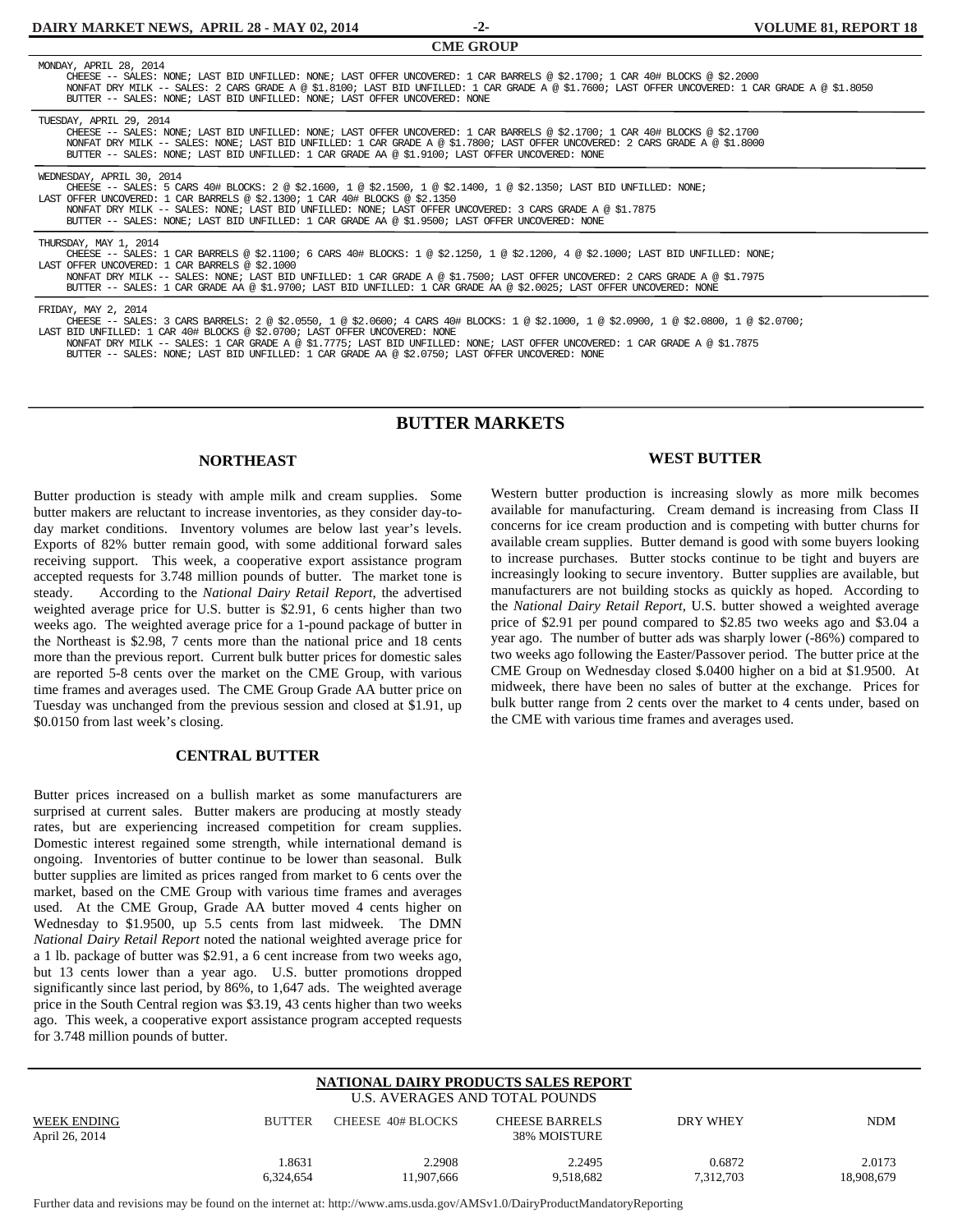## CME GROUP

MONDAY, APRIL 28, 2014
CHEESE -- SALES: NONE; LAST BID UNFILLED: NONE; LAST OFFER UNCOVERED: 1 CAR BARRELS @ $2.1700; 1 CAR 40# BLOCKS @ $2.2000
NONFAT DRY MILK -- SALES: 2 CARS GRADE A @ $1.8100; LAST BID UNFILLED: 1 CAR GRADE A @ $1.7600; LAST OFFER UNCOVERED: 1 CAR GRADE A @ $1.8050
BUTTER -- SALES: NONE; LAST BID UNFILLED: NONE; LAST OFFER UNCOVERED: NONE

TUESDAY, APRIL 29, 2014
CHEESE -- SALES: NONE; LAST BID UNFILLED: NONE; LAST OFFER UNCOVERED: 1 CAR BARRELS @ $2.1700; 1 CAR 40# BLOCKS @ $2.1700
NONFAT DRY MILK -- SALES: NONE; LAST BID UNFILLED: 1 CAR GRADE A @ $1.7800; LAST OFFER UNCOVERED: 2 CARS GRADE A @ $1.8000
BUTTER -- SALES: NONE; LAST BID UNFILLED: 1 CAR GRADE AA @ $1.9100; LAST OFFER UNCOVERED: NONE

WEDNESDAY, APRIL 30, 2014
CHEESE -- SALES: 5 CARS 40# BLOCKS: 2 @ $2.1600, 1 @ $2.1500, 1 @ $2.1400, 1 @ $2.1350; LAST BID UNFILLED: NONE;
LAST OFFER UNCOVERED: 1 CAR BARRELS @ $2.1300; 1 CAR 40# BLOCKS @ $2.1350
NONFAT DRY MILK -- SALES: NONE; LAST BID UNFILLED: NONE; LAST OFFER UNCOVERED: 3 CARS GRADE A @ $1.7875
BUTTER -- SALES: NONE; LAST BID UNFILLED: 1 CAR GRADE AA @ $1.9500; LAST OFFER UNCOVERED: NONE

THURSDAY, MAY 1, 2014
CHEESE -- SALES: 1 CAR BARRELS @ $2.1100; 6 CARS 40# BLOCKS: 1 @ $2.1250, 1 @ $2.1200, 4 @ $2.1000; LAST BID UNFILLED: NONE;
LAST OFFER UNCOVERED: 1 CAR BARRELS @ $2.1000
NONFAT DRY MILK -- SALES: NONE; LAST BID UNFILLED: 1 CAR GRADE A @ $1.7500; LAST OFFER UNCOVERED: 2 CARS GRADE A @ $1.7975
BUTTER -- SALES: 1 CAR GRADE AA @ $1.9700; LAST BID UNFILLED: 1 CAR GRADE AA @ $2.0025; LAST OFFER UNCOVERED: NONE

FRIDAY, MAY 2, 2014
CHEESE -- SALES: 3 CARS BARRELS: 2 @ $2.0550, 1 @ $2.0600; 4 CARS 40# BLOCKS: 1 @ $2.1000, 1 @ $2.0900, 1 @ $2.0800, 1 @ $2.0700;
LAST BID UNFILLED: 1 CAR 40# BLOCKS @ $2.0700; LAST OFFER UNCOVERED: NONE
NONFAT DRY MILK -- SALES: 1 CAR GRADE A @ $1.7775; LAST BID UNFILLED: NONE; LAST OFFER UNCOVERED: 1 CAR GRADE A @ $1.7875
BUTTER -- SALES: NONE; LAST BID UNFILLED: 1 CAR GRADE AA @ $2.0750; LAST OFFER UNCOVERED: NONE

## BUTTER MARKETS

### NORTHEAST

Butter production is steady with ample milk and cream supplies. Some butter makers are reluctant to increase inventories, as they consider day-to-day market conditions. Inventory volumes are below last year's levels. Exports of 82% butter remain good, with some additional forward sales receiving support. This week, a cooperative export assistance program accepted requests for 3.748 million pounds of butter. The market tone is steady. According to the *National Dairy Retail Report*, the advertised weighted average price for U.S. butter is $2.91, 6 cents higher than two weeks ago. The weighted average price for a 1-pound package of butter in the Northeast is $2.98, 7 cents more than the national price and 18 cents more than the previous report. Current bulk butter prices for domestic sales are reported 5-8 cents over the market on the CME Group, with various time frames and averages used. The CME Group Grade AA butter price on Tuesday was unchanged from the previous session and closed at $1.91, up $0.0150 from last week's closing.

### CENTRAL BUTTER

Butter prices increased on a bullish market as some manufacturers are surprised at current sales. Butter makers are producing at mostly steady rates, but are experiencing increased competition for cream supplies. Domestic interest regained some strength, while international demand is ongoing. Inventories of butter continue to be lower than seasonal. Bulk butter supplies are limited as prices ranged from market to 6 cents over the market, based on the CME Group with various time frames and averages used. At the CME Group, Grade AA butter moved 4 cents higher on Wednesday to $1.9500, up 5.5 cents from last midweek. The DMN *National Dairy Retail Report* noted the national weighted average price for a 1 lb. package of butter was $2.91, a 6 cent increase from two weeks ago, but 13 cents lower than a year ago. U.S. butter promotions dropped significantly since last period, by 86%, to 1,647 ads. The weighted average price in the South Central region was $3.19, 43 cents higher than two weeks ago. This week, a cooperative export assistance program accepted requests for 3.748 million pounds of butter.

### WEST BUTTER

Western butter production is increasing slowly as more milk becomes available for manufacturing. Cream demand is increasing from Class II concerns for ice cream production and is competing with butter churns for available cream supplies. Butter demand is good with some buyers looking to increase purchases. Butter stocks continue to be tight and buyers are increasingly looking to secure inventory. Butter supplies are available, but manufacturers are not building stocks as quickly as hoped. According to the *National Dairy Retail Report*, U.S. butter showed a weighted average price of $2.91 per pound compared to $2.85 two weeks ago and $3.04 a year ago. The number of butter ads was sharply lower (-86%) compared to two weeks ago following the Easter/Passover period. The butter price at the CME Group on Wednesday closed $.0400 higher on a bid at $1.9500. At midweek, there have been no sales of butter at the exchange. Prices for bulk butter range from 2 cents over the market to 4 cents under, based on the CME with various time frames and averages used.

## NATIONAL DAIRY PRODUCTS SALES REPORT

U.S. AVERAGES AND TOTAL POUNDS

| WEEK ENDING April 26, 2014 | BUTTER | CHEESE 40# BLOCKS | CHEESE BARRELS 38% MOISTURE | DRY WHEY | NDM |
|---|---|---|---|---|---|
| | 1.8631 | 2.2908 | 2.2495 | 0.6872 | 2.0173 |
| | 6,324,654 | 11,907,666 | 9,518,682 | 7,312,703 | 18,908,679 |

Further data and revisions may be found on the internet at: http://www.ams.usda.gov/AMSv1.0/DairyProductMandatoryReporting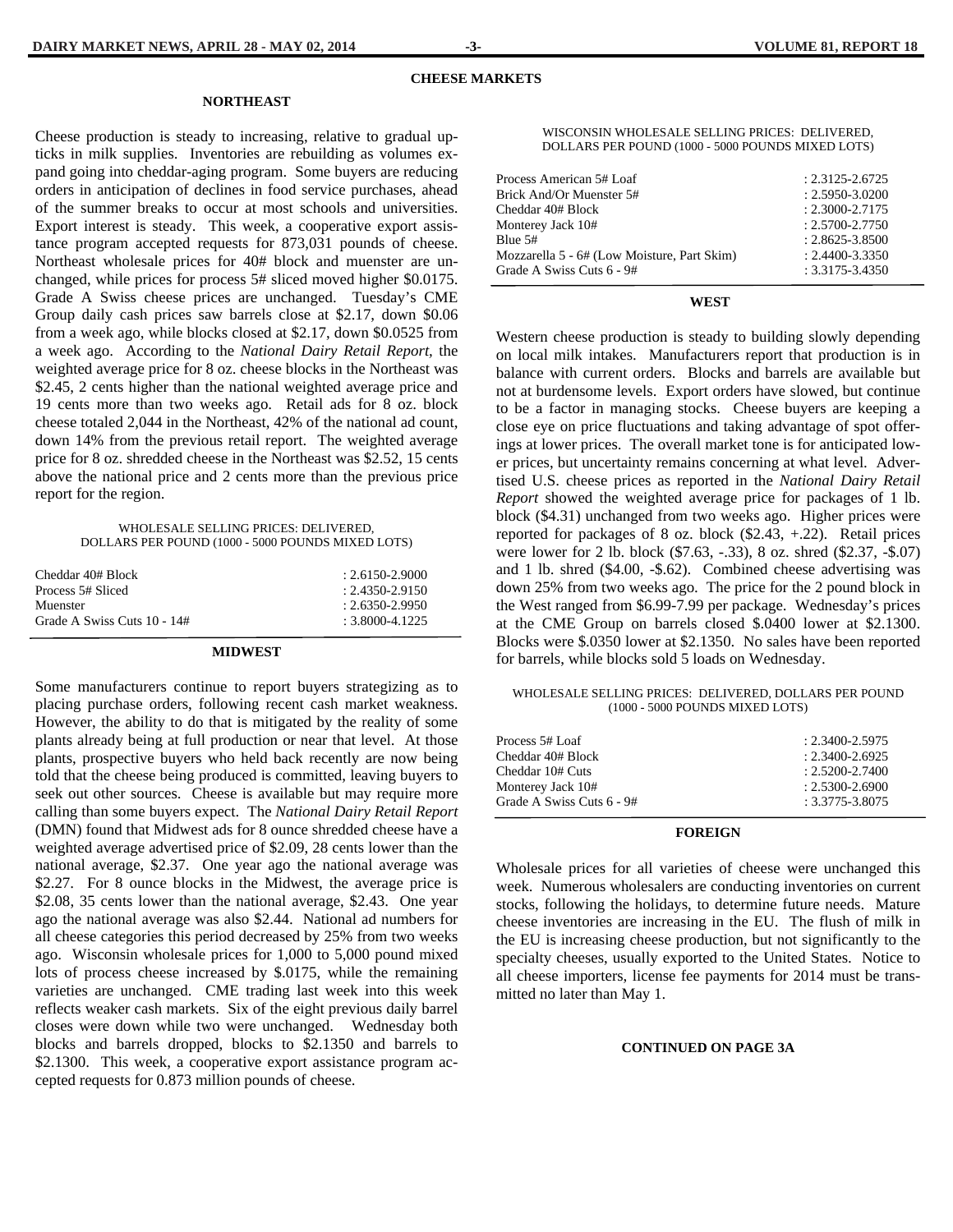# CHEESE MARKETS

## NORTHEAST

Cheese production is steady to increasing, relative to gradual upticks in milk supplies. Inventories are rebuilding as volumes expand going into cheddar-aging program. Some buyers are reducing orders in anticipation of declines in food service purchases, ahead of the summer breaks to occur at most schools and universities. Export interest is steady. This week, a cooperative export assistance program accepted requests for 873,031 pounds of cheese. Northeast wholesale prices for 40# block and muenster are unchanged, while prices for process 5# sliced moved higher $0.0175. Grade A Swiss cheese prices are unchanged. Tuesday's CME Group daily cash prices saw barrels close at $2.17, down $0.06 from a week ago, while blocks closed at $2.17, down $0.0525 from a week ago. According to the *National Dairy Retail Report*, the weighted average price for 8 oz. cheese blocks in the Northeast was $2.45, 2 cents higher than the national weighted average price and 19 cents more than two weeks ago. Retail ads for 8 oz. block cheese totaled 2,044 in the Northeast, 42% of the national ad count, down 14% from the previous retail report. The weighted average price for 8 oz. shredded cheese in the Northeast was $2.52, 15 cents above the national price and 2 cents more than the previous price report for the region.

WHOLESALE SELLING PRICES: DELIVERED, DOLLARS PER POUND (1000 - 5000 POUNDS MIXED LOTS)

| Product | Price |
|---|---|
| Cheddar 40# Block | : 2.6150-2.9000 |
| Process 5# Sliced | : 2.4350-2.9150 |
| Muenster | : 2.6350-2.9950 |
| Grade A Swiss Cuts 10 - 14# | : 3.8000-4.1225 |

## MIDWEST

Some manufacturers continue to report buyers strategizing as to placing purchase orders, following recent cash market weakness. However, the ability to do that is mitigated by the reality of some plants already being at full production or near that level. At those plants, prospective buyers who held back recently are now being told that the cheese being produced is committed, leaving buyers to seek out other sources. Cheese is available but may require more calling than some buyers expect. The *National Dairy Retail Report* (DMN) found that Midwest ads for 8 ounce shredded cheese have a weighted average advertised price of $2.09, 28 cents lower than the national average, $2.37. One year ago the national average was $2.27. For 8 ounce blocks in the Midwest, the average price is $2.08, 35 cents lower than the national average, $2.43. One year ago the national average was also $2.44. National ad numbers for all cheese categories this period decreased by 25% from two weeks ago. Wisconsin wholesale prices for 1,000 to 5,000 pound mixed lots of process cheese increased by $.0175, while the remaining varieties are unchanged. CME trading last week into this week reflects weaker cash markets. Six of the eight previous daily barrel closes were down while two were unchanged. Wednesday both blocks and barrels dropped, blocks to $2.1350 and barrels to $2.1300. This week, a cooperative export assistance program accepted requests for 0.873 million pounds of cheese.

WISCONSIN WHOLESALE SELLING PRICES: DELIVERED, DOLLARS PER POUND (1000 - 5000 POUNDS MIXED LOTS)

| Product | Price |
|---|---|
| Process American 5# Loaf | : 2.3125-2.6725 |
| Brick And/Or Muenster 5# | : 2.5950-3.0200 |
| Cheddar 40# Block | : 2.3000-2.7175 |
| Monterey Jack 10# | : 2.5700-2.7750 |
| Blue 5# | : 2.8625-3.8500 |
| Mozzarella 5 - 6# (Low Moisture, Part Skim) | : 2.4400-3.3350 |
| Grade A Swiss Cuts 6 - 9# | : 3.3175-3.4350 |

## WEST

Western cheese production is steady to building slowly depending on local milk intakes. Manufacturers report that production is in balance with current orders. Blocks and barrels are available but not at burdensome levels. Export orders have slowed, but continue to be a factor in managing stocks. Cheese buyers are keeping a close eye on price fluctuations and taking advantage of spot offerings at lower prices. The overall market tone is for anticipated lower prices, but uncertainty remains concerning at what level. Advertised U.S. cheese prices as reported in the *National Dairy Retail Report* showed the weighted average price for packages of 1 lb. block ($4.31) unchanged from two weeks ago. Higher prices were reported for packages of 8 oz. block ($2.43, +.22). Retail prices were lower for 2 lb. block ($7.63, -.33), 8 oz. shred ($2.37, -$.07) and 1 lb. shred ($4.00, -$.62). Combined cheese advertising was down 25% from two weeks ago. The price for the 2 pound block in the West ranged from $6.99-7.99 per package. Wednesday's prices at the CME Group on barrels closed $.0400 lower at $2.1300. Blocks were $.0350 lower at $2.1350. No sales have been reported for barrels, while blocks sold 5 loads on Wednesday.

WHOLESALE SELLING PRICES: DELIVERED, DOLLARS PER POUND (1000 - 5000 POUNDS MIXED LOTS)

| Product | Price |
|---|---|
| Process 5# Loaf | : 2.3400-2.5975 |
| Cheddar 40# Block | : 2.3400-2.6925 |
| Cheddar 10# Cuts | : 2.5200-2.7400 |
| Monterey Jack 10# | : 2.5300-2.6900 |
| Grade A Swiss Cuts 6 - 9# | : 3.3775-3.8075 |

## FOREIGN

Wholesale prices for all varieties of cheese were unchanged this week. Numerous wholesalers are conducting inventories on current stocks, following the holidays, to determine future needs. Mature cheese inventories are increasing in the EU. The flush of milk in the EU is increasing cheese production, but not significantly to the specialty cheeses, usually exported to the United States. Notice to all cheese importers, license fee payments for 2014 must be transmitted no later than May 1.

**CONTINUED ON PAGE 3A**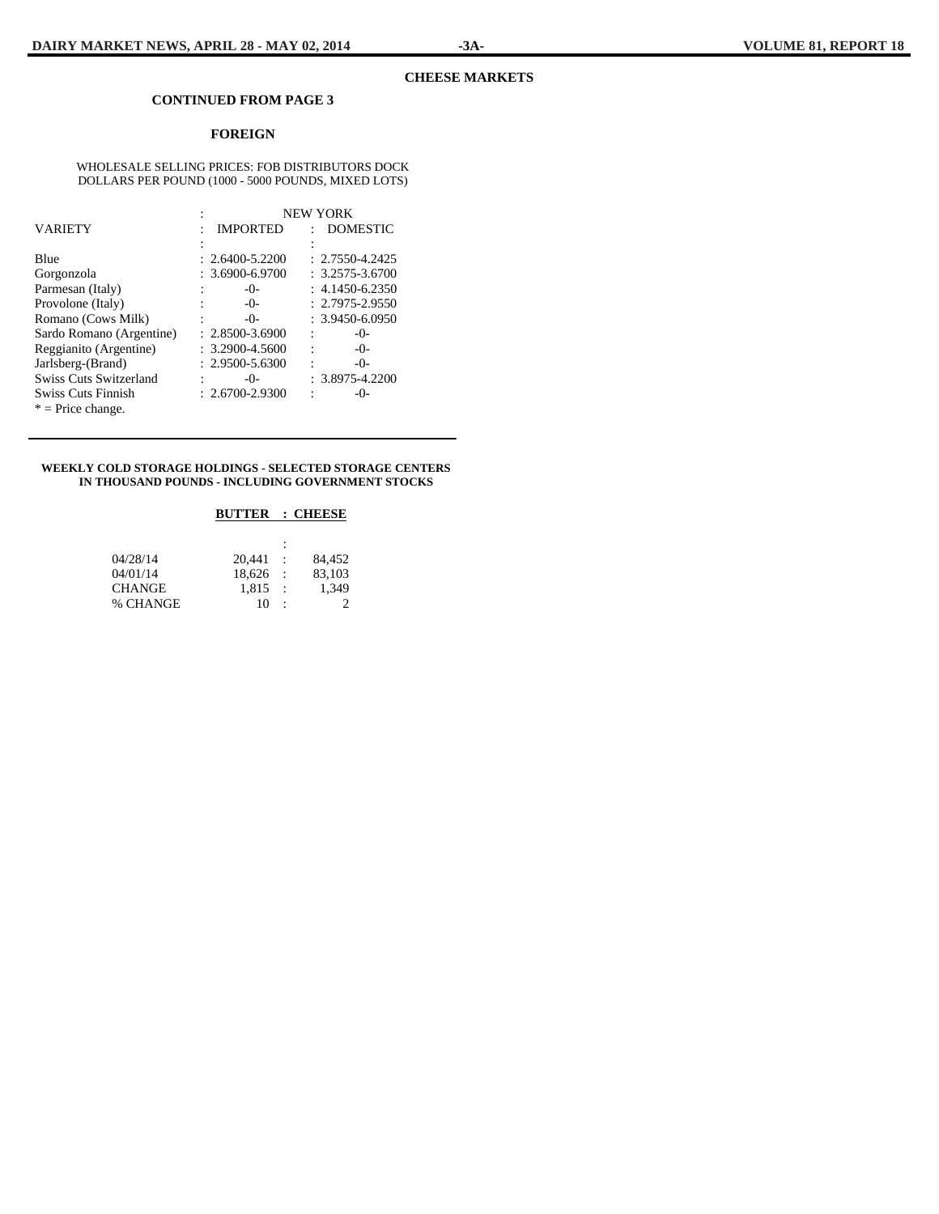## CHEESE MARKETS

### CONTINUED FROM PAGE 3

### FOREIGN

WHOLESALE SELLING PRICES: FOB DISTRIBUTORS DOCK
DOLLARS PER POUND (1000 - 5000 POUNDS, MIXED LOTS)

| VARIETY | NEW YORK IMPORTED | NEW YORK DOMESTIC |
|---|---|---|
| Blue | 2.6400-5.2200 | 2.7550-4.2425 |
| Gorgonzola | 3.6900-6.9700 | 3.2575-3.6700 |
| Parmesan (Italy) | -0- | 4.1450-6.2350 |
| Provolone (Italy) | -0- | 2.7975-2.9550 |
| Romano (Cows Milk) | -0- | 3.9450-6.0950 |
| Sardo Romano (Argentine) | 2.8500-3.6900 | -0- |
| Reggianito (Argentine) | 3.2900-4.5600 | -0- |
| Jarlsberg-(Brand) | 2.9500-5.6300 | -0- |
| Swiss Cuts Switzerland | -0- | 3.8975-4.2200 |
| Swiss Cuts Finnish | 2.6700-2.9300 | -0- |

* = Price change.

---

### WEEKLY COLD STORAGE HOLDINGS - SELECTED STORAGE CENTERS IN THOUSAND POUNDS - INCLUDING GOVERNMENT STOCKS

| | BUTTER | CHEESE |
|---|---|---|
| 04/28/14 | 20,441 | 84,452 |
| 04/01/14 | 18,626 | 83,103 |
| CHANGE | 1,815 | 1,349 |
| % CHANGE | 10 | 2 |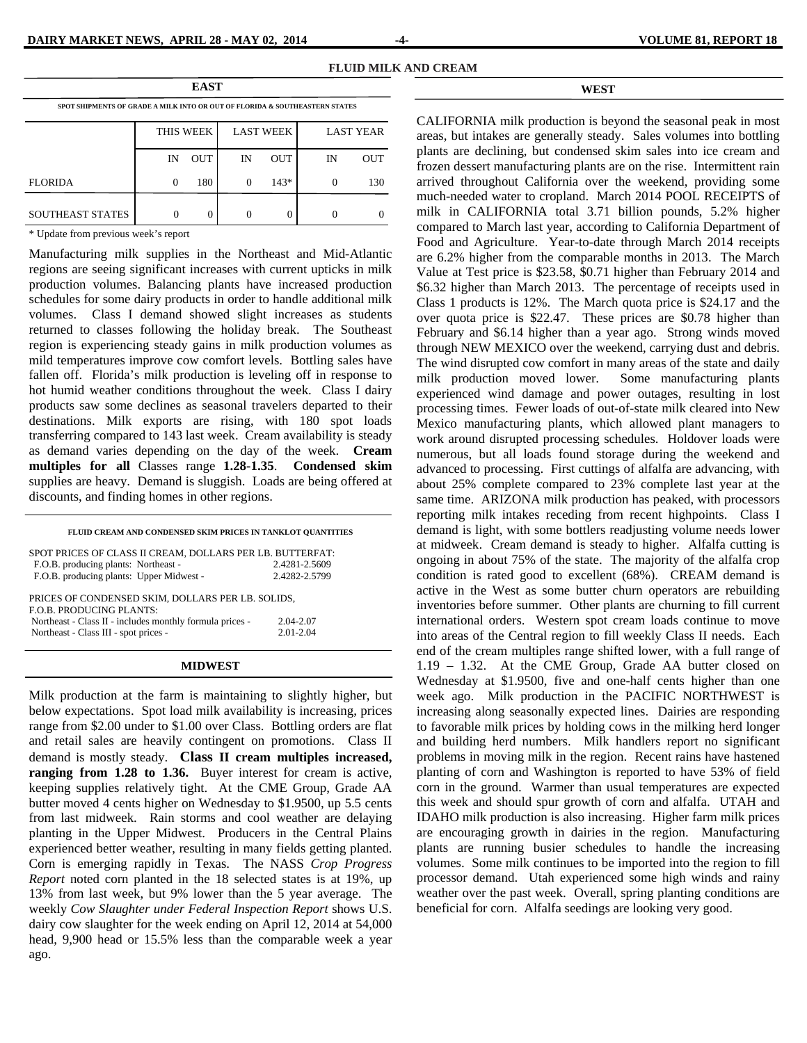## FLUID MILK AND CREAM

### EAST

**SPOT SHIPMENTS OF GRADE A MILK INTO OR OUT OF FLORIDA & SOUTHEASTERN STATES**

| | THIS WEEK | | LAST WEEK | | LAST YEAR | |
|---|---|---|---|---|---|---|
| | IN | OUT | IN | OUT | IN | OUT |
| FLORIDA | 0 | 180 | 0 | 143* | 0 | 130 |
| SOUTHEAST STATES | 0 | 0 | 0 | 0 | 0 | 0 |

* Update from previous week's report

Manufacturing milk supplies in the Northeast and Mid-Atlantic regions are seeing significant increases with current upticks in milk production volumes. Balancing plants have increased production schedules for some dairy products in order to handle additional milk volumes. Class I demand showed slight increases as students returned to classes following the holiday break. The Southeast region is experiencing steady gains in milk production volumes as mild temperatures improve cow comfort levels. Bottling sales have fallen off. Florida's milk production is leveling off in response to hot humid weather conditions throughout the week. Class I dairy products saw some declines as seasonal travelers departed to their destinations. Milk exports are rising, with 180 spot loads transferring compared to 143 last week. Cream availability is steady as demand varies depending on the day of the week. **Cream multiples for all** Classes range **1.28-1.35**. **Condensed skim** supplies are heavy. Demand is sluggish. Loads are being offered at discounts, and finding homes in other regions.

**FLUID CREAM AND CONDENSED SKIM PRICES IN TANKLOT QUANTITIES**

SPOT PRICES OF CLASS II CREAM, DOLLARS PER LB. BUTTERFAT:

| | |
|---|---|
| F.O.B. producing plants: Northeast - | 2.4281-2.5609 |
| F.O.B. producing plants: Upper Midwest - | 2.4282-2.5799 |

PRICES OF CONDENSED SKIM, DOLLARS PER LB. SOLIDS, F.O.B. PRODUCING PLANTS:

| | |
|---|---|
| Northeast - Class II - includes monthly formula prices - | 2.04-2.07 |
| Northeast - Class III - spot prices - | 2.01-2.04 |

### MIDWEST

Milk production at the farm is maintaining to slightly higher, but below expectations. Spot load milk availability is increasing, prices range from $2.00 under to $1.00 over Class. Bottling orders are flat and retail sales are heavily contingent on promotions. Class II demand is mostly steady. **Class II cream multiples increased, ranging from 1.28 to 1.36.** Buyer interest for cream is active, keeping supplies relatively tight. At the CME Group, Grade AA butter moved 4 cents higher on Wednesday to $1.9500, up 5.5 cents from last midweek. Rain storms and cool weather are delaying planting in the Upper Midwest. Producers in the Central Plains experienced better weather, resulting in many fields getting planted. Corn is emerging rapidly in Texas. The NASS *Crop Progress Report* noted corn planted in the 18 selected states is at 19%, up 13% from last week, but 9% lower than the 5 year average. The weekly *Cow Slaughter under Federal Inspection Report* shows U.S. dairy cow slaughter for the week ending on April 12, 2014 at 54,000 head, 9,900 head or 15.5% less than the comparable week a year ago.

### WEST

CALIFORNIA milk production is beyond the seasonal peak in most areas, but intakes are generally steady. Sales volumes into bottling plants are declining, but condensed skim sales into ice cream and frozen dessert manufacturing plants are on the rise. Intermittent rain arrived throughout California over the weekend, providing some much-needed water to cropland. March 2014 POOL RECEIPTS of milk in CALIFORNIA total 3.71 billion pounds, 5.2% higher compared to March last year, according to California Department of Food and Agriculture. Year-to-date through March 2014 receipts are 6.2% higher from the comparable months in 2013. The March Value at Test price is $23.58, $0.71 higher than February 2014 and $6.32 higher than March 2013. The percentage of receipts used in Class 1 products is 12%. The March quota price is $24.17 and the over quota price is $22.47. These prices are $0.78 higher than February and $6.14 higher than a year ago. Strong winds moved through NEW MEXICO over the weekend, carrying dust and debris. The wind disrupted cow comfort in many areas of the state and daily milk production moved lower. Some manufacturing plants experienced wind damage and power outages, resulting in lost processing times. Fewer loads of out-of-state milk cleared into New Mexico manufacturing plants, which allowed plant managers to work around disrupted processing schedules. Holdover loads were numerous, but all loads found storage during the weekend and advanced to processing. First cuttings of alfalfa are advancing, with about 25% complete compared to 23% complete last year at the same time. ARIZONA milk production has peaked, with processors reporting milk intakes receding from recent highpoints. Class I demand is light, with some bottlers readjusting volume needs lower at midweek. Cream demand is steady to higher. Alfalfa cutting is ongoing in about 75% of the state. The majority of the alfalfa crop condition is rated good to excellent (68%). CREAM demand is active in the West as some butter churn operators are rebuilding inventories before summer. Other plants are churning to fill current international orders. Western spot cream loads continue to move into areas of the Central region to fill weekly Class II needs. Each end of the cream multiples range shifted lower, with a full range of 1.19 – 1.32. At the CME Group, Grade AA butter closed on Wednesday at $1.9500, five and one-half cents higher than one week ago. Milk production in the PACIFIC NORTHWEST is increasing along seasonally expected lines. Dairies are responding to favorable milk prices by holding cows in the milking herd longer and building herd numbers. Milk handlers report no significant problems in moving milk in the region. Recent rains have hastened planting of corn and Washington is reported to have 53% of field corn in the ground. Warmer than usual temperatures are expected this week and should spur growth of corn and alfalfa. UTAH and IDAHO milk production is also increasing. Higher farm milk prices are encouraging growth in dairies in the region. Manufacturing plants are running busier schedules to handle the increasing volumes. Some milk continues to be imported into the region to fill processor demand. Utah experienced some high winds and rainy weather over the past week. Overall, spring planting conditions are beneficial for corn. Alfalfa seedings are looking very good.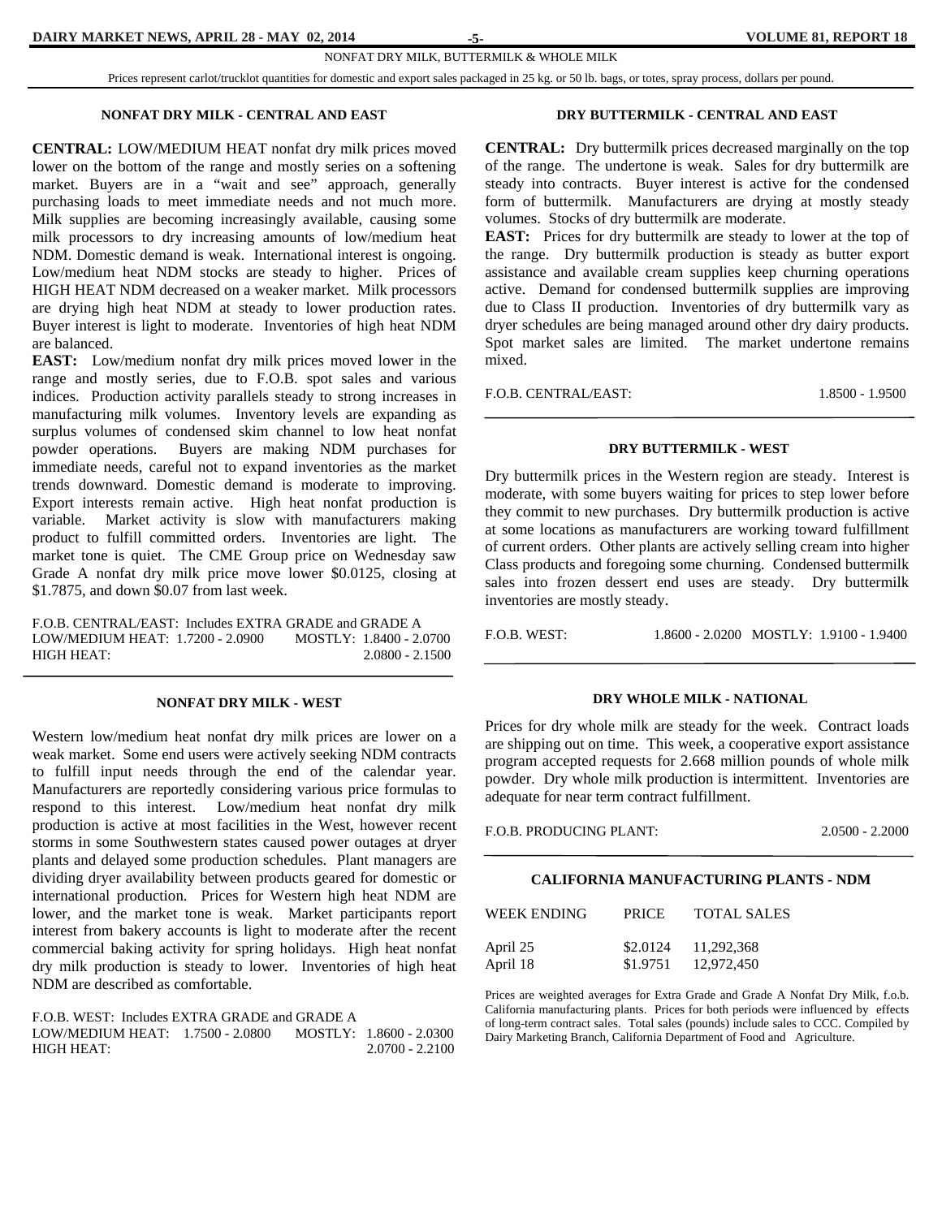NONFAT DRY MILK, BUTTERMILK & WHOLE MILK

Prices represent carlot/trucklot quantities for domestic and export sales packaged in 25 kg. or 50 lb. bags, or totes, spray process, dollars per pound.

## NONFAT DRY MILK - CENTRAL AND EAST

**CENTRAL:** LOW/MEDIUM HEAT nonfat dry milk prices moved lower on the bottom of the range and mostly series on a softening market. Buyers are in a "wait and see" approach, generally purchasing loads to meet immediate needs and not much more. Milk supplies are becoming increasingly available, causing some milk processors to dry increasing amounts of low/medium heat NDM. Domestic demand is weak. International interest is ongoing. Low/medium heat NDM stocks are steady to higher. Prices of HIGH HEAT NDM decreased on a weaker market. Milk processors are drying high heat NDM at steady to lower production rates. Buyer interest is light to moderate. Inventories of high heat NDM are balanced.

**EAST:** Low/medium nonfat dry milk prices moved lower in the range and mostly series, due to F.O.B. spot sales and various indices. Production activity parallels steady to strong increases in manufacturing milk volumes. Inventory levels are expanding as surplus volumes of condensed skim channel to low heat nonfat powder operations. Buyers are making NDM purchases for immediate needs, careful not to expand inventories as the market trends downward. Domestic demand is moderate to improving. Export interests remain active. High heat nonfat production is variable. Market activity is slow with manufacturers making product to fulfill committed orders. Inventories are light. The market tone is quiet. The CME Group price on Wednesday saw Grade A nonfat dry milk price move lower $0.0125, closing at $1.7875, and down $0.07 from last week.

F.O.B. CENTRAL/EAST: Includes EXTRA GRADE and GRADE A

| | | |
|---|---|---|
| LOW/MEDIUM HEAT: | 1.7200 - 2.0900 | MOSTLY: 1.8400 - 2.0700 |
| HIGH HEAT: | | 2.0800 - 2.1500 |

## NONFAT DRY MILK - WEST

Western low/medium heat nonfat dry milk prices are lower on a weak market. Some end users were actively seeking NDM contracts to fulfill input needs through the end of the calendar year. Manufacturers are reportedly considering various price formulas to respond to this interest. Low/medium heat nonfat dry milk production is active at most facilities in the West, however recent storms in some Southwestern states caused power outages at dryer plants and delayed some production schedules. Plant managers are dividing dryer availability between products geared for domestic or international production. Prices for Western high heat NDM are lower, and the market tone is weak. Market participants report interest from bakery accounts is light to moderate after the recent commercial baking activity for spring holidays. High heat nonfat dry milk production is steady to lower. Inventories of high heat NDM are described as comfortable.

F.O.B. WEST: Includes EXTRA GRADE and GRADE A

| | | |
|---|---|---|
| LOW/MEDIUM HEAT: | 1.7500 - 2.0800 | MOSTLY: 1.8600 - 2.0300 |
| HIGH HEAT: | | 2.0700 - 2.2100 |

## DRY BUTTERMILK - CENTRAL AND EAST

**CENTRAL:** Dry buttermilk prices decreased marginally on the top of the range. The undertone is weak. Sales for dry buttermilk are steady into contracts. Buyer interest is active for the condensed form of buttermilk. Manufacturers are drying at mostly steady volumes. Stocks of dry buttermilk are moderate.

**EAST:** Prices for dry buttermilk are steady to lower at the top of the range. Dry buttermilk production is steady as butter export assistance and available cream supplies keep churning operations active. Demand for condensed buttermilk supplies are improving due to Class II production. Inventories of dry buttermilk vary as dryer schedules are being managed around other dry dairy products. Spot market sales are limited. The market undertone remains mixed.

F.O.B. CENTRAL/EAST: 1.8500 - 1.9500

## DRY BUTTERMILK - WEST

Dry buttermilk prices in the Western region are steady. Interest is moderate, with some buyers waiting for prices to step lower before they commit to new purchases. Dry buttermilk production is active at some locations as manufacturers are working toward fulfillment of current orders. Other plants are actively selling cream into higher Class products and foregoing some churning. Condensed buttermilk sales into frozen dessert end uses are steady. Dry buttermilk inventories are mostly steady.

F.O.B. WEST: 1.8600 - 2.0200 MOSTLY: 1.9100 - 1.9400

## DRY WHOLE MILK - NATIONAL

Prices for dry whole milk are steady for the week. Contract loads are shipping out on time. This week, a cooperative export assistance program accepted requests for 2.668 million pounds of whole milk powder. Dry whole milk production is intermittent. Inventories are adequate for near term contract fulfillment.

F.O.B. PRODUCING PLANT: 2.0500 - 2.2000

## CALIFORNIA MANUFACTURING PLANTS - NDM

| WEEK ENDING | PRICE | TOTAL SALES |
|---|---|---|
| April 25 | $2.0124 | 11,292,368 |
| April 18 | $1.9751 | 12,972,450 |

Prices are weighted averages for Extra Grade and Grade A Nonfat Dry Milk, f.o.b. California manufacturing plants. Prices for both periods were influenced by effects of long-term contract sales. Total sales (pounds) include sales to CCC. Compiled by Dairy Marketing Branch, California Department of Food and Agriculture.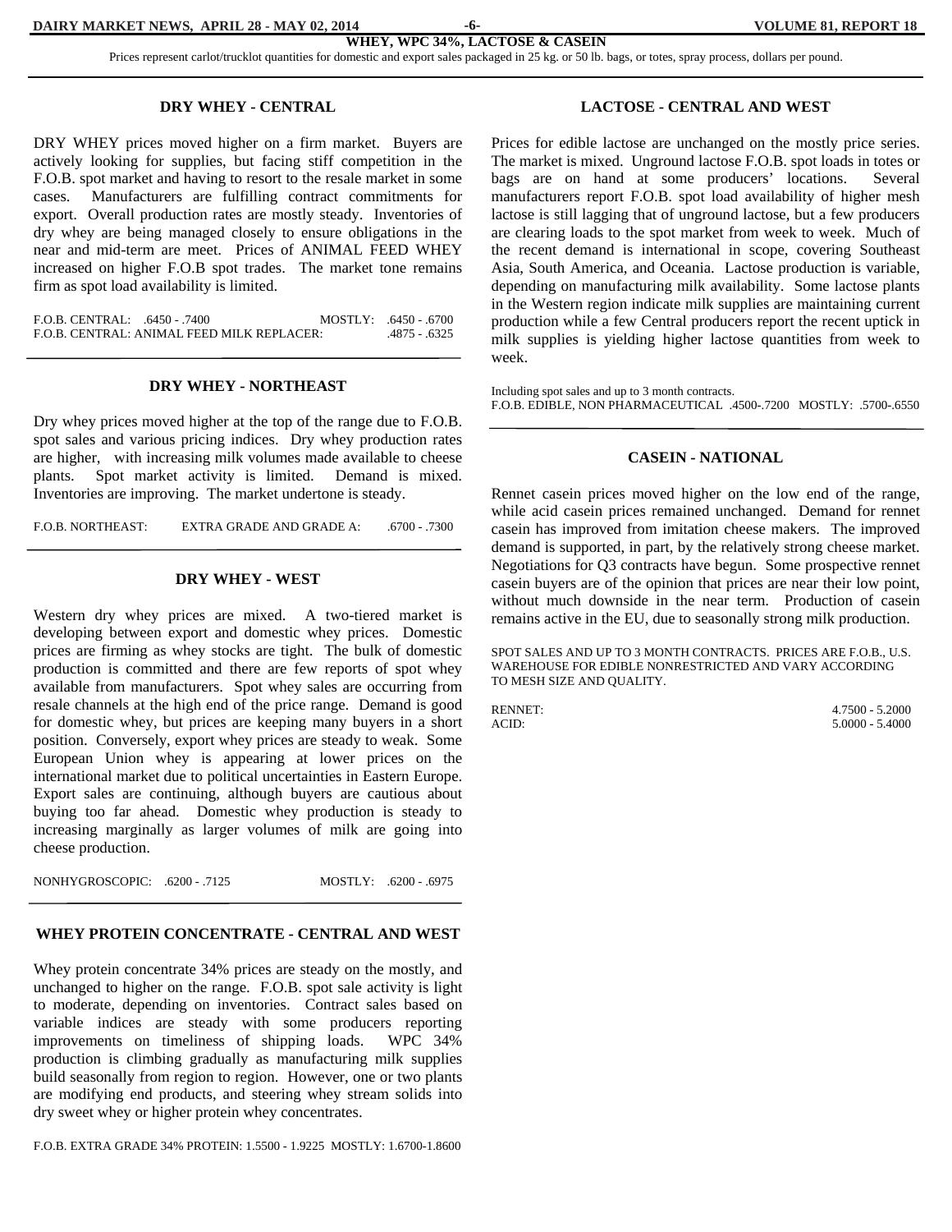# WHEY, WPC 34%, LACTOSE & CASEIN

Prices represent carlot/trucklot quantities for domestic and export sales packaged in 25 kg. or 50 lb. bags, or totes, spray process, dollars per pound.

## DRY WHEY - CENTRAL

DRY WHEY prices moved higher on a firm market. Buyers are actively looking for supplies, but facing stiff competition in the F.O.B. spot market and having to resort to the resale market in some cases. Manufacturers are fulfilling contract commitments for export. Overall production rates are mostly steady. Inventories of dry whey are being managed closely to ensure obligations in the near and mid-term are meet. Prices of ANIMAL FEED WHEY increased on higher F.O.B spot trades. The market tone remains firm as spot load availability is limited.

F.O.B. CENTRAL: .6450 - .7400 MOSTLY: .6450 - .6700
F.O.B. CENTRAL: ANIMAL FEED MILK REPLACER: .4875 - .6325

## DRY WHEY - NORTHEAST

Dry whey prices moved higher at the top of the range due to F.O.B. spot sales and various pricing indices. Dry whey production rates are higher, with increasing milk volumes made available to cheese plants. Spot market activity is limited. Demand is mixed. Inventories are improving. The market undertone is steady.

F.O.B. NORTHEAST: EXTRA GRADE AND GRADE A: .6700 - .7300

## DRY WHEY - WEST

Western dry whey prices are mixed. A two-tiered market is developing between export and domestic whey prices. Domestic prices are firming as whey stocks are tight. The bulk of domestic production is committed and there are few reports of spot whey available from manufacturers. Spot whey sales are occurring from resale channels at the high end of the price range. Demand is good for domestic whey, but prices are keeping many buyers in a short position. Conversely, export whey prices are steady to weak. Some European Union whey is appearing at lower prices on the international market due to political uncertainties in Eastern Europe. Export sales are continuing, although buyers are cautious about buying too far ahead. Domestic whey production is steady to increasing marginally as larger volumes of milk are going into cheese production.

NONHYGROSCOPIC: .6200 - .7125 MOSTLY: .6200 - .6975

## WHEY PROTEIN CONCENTRATE - CENTRAL AND WEST

Whey protein concentrate 34% prices are steady on the mostly, and unchanged to higher on the range. F.O.B. spot sale activity is light to moderate, depending on inventories. Contract sales based on variable indices are steady with some producers reporting improvements on timeliness of shipping loads. WPC 34% production is climbing gradually as manufacturing milk supplies build seasonally from region to region. However, one or two plants are modifying end products, and steering whey stream solids into dry sweet whey or higher protein whey concentrates.

F.O.B. EXTRA GRADE 34% PROTEIN: 1.5500 - 1.9225 MOSTLY: 1.6700-1.8600

## LACTOSE - CENTRAL AND WEST

Prices for edible lactose are unchanged on the mostly price series. The market is mixed. Unground lactose F.O.B. spot loads in totes or bags are on hand at some producers' locations. Several manufacturers report F.O.B. spot load availability of higher mesh lactose is still lagging that of unground lactose, but a few producers are clearing loads to the spot market from week to week. Much of the recent demand is international in scope, covering Southeast Asia, South America, and Oceania. Lactose production is variable, depending on manufacturing milk availability. Some lactose plants in the Western region indicate milk supplies are maintaining current production while a few Central producers report the recent uptick in milk supplies is yielding higher lactose quantities from week to week.

Including spot sales and up to 3 month contracts.
F.O.B. EDIBLE, NON PHARMACEUTICAL .4500-.7200 MOSTLY: .5700-.6550

## CASEIN - NATIONAL

Rennet casein prices moved higher on the low end of the range, while acid casein prices remained unchanged. Demand for rennet casein has improved from imitation cheese makers. The improved demand is supported, in part, by the relatively strong cheese market. Negotiations for Q3 contracts have begun. Some prospective rennet casein buyers are of the opinion that prices are near their low point, without much downside in the near term. Production of casein remains active in the EU, due to seasonally strong milk production.

SPOT SALES AND UP TO 3 MONTH CONTRACTS. PRICES ARE F.O.B., U.S. WAREHOUSE FOR EDIBLE NONRESTRICTED AND VARY ACCORDING TO MESH SIZE AND QUALITY.

| | |
|---|---|
| RENNET: | 4.7500 - 5.2000 |
| ACID: | 5.0000 - 5.4000 |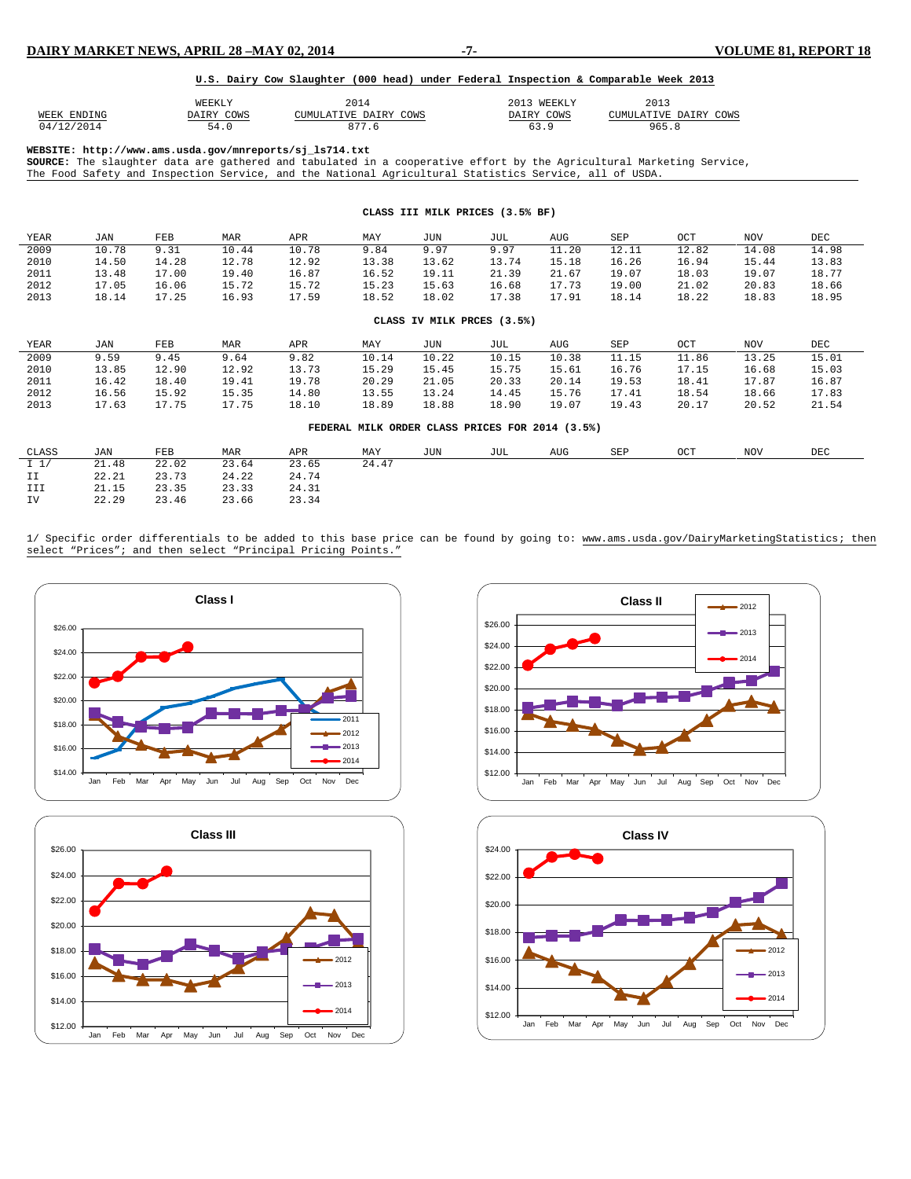**U.S. Dairy Cow Slaughter (000 head) under Federal Inspection & Comparable Week 2013**

| WEEK ENDING | WEEKLY DAIRY COWS | 2014 CUMULATIVE DAIRY COWS | 2013 WEEKLY DAIRY COWS | 2013 CUMULATIVE DAIRY COWS |
|---|---|---|---|---|
| 04/12/2014 | 54.0 | 877.6 | 63.9 | 965.8 |

**WEBSITE: http://www.ams.usda.gov/mnreports/sj_ls714.txt**
**SOURCE:** The slaughter data are gathered and tabulated in a cooperative effort by the Agricultural Marketing Service, The Food Safety and Inspection Service, and the National Agricultural Statistics Service, all of USDA.

**CLASS III MILK PRICES (3.5% BF)**

| YEAR | JAN | FEB | MAR | APR | MAY | JUN | JUL | AUG | SEP | OCT | NOV | DEC |
|---|---|---|---|---|---|---|---|---|---|---|---|---|
| 2009 | 10.78 | 9.31 | 10.44 | 10.78 | 9.84 | 9.97 | 9.97 | 11.20 | 12.11 | 12.82 | 14.08 | 14.98 |
| 2010 | 14.50 | 14.28 | 12.78 | 12.92 | 13.38 | 13.62 | 13.74 | 15.18 | 16.26 | 16.94 | 15.44 | 13.83 |
| 2011 | 13.48 | 17.00 | 19.40 | 16.87 | 16.52 | 19.11 | 21.39 | 21.67 | 19.07 | 18.03 | 19.07 | 18.77 |
| 2012 | 17.05 | 16.06 | 15.72 | 15.72 | 15.23 | 15.63 | 16.68 | 17.73 | 19.00 | 21.02 | 20.83 | 18.66 |
| 2013 | 18.14 | 17.25 | 16.93 | 17.59 | 18.52 | 18.02 | 17.38 | 17.91 | 18.14 | 18.22 | 18.83 | 18.95 |

**CLASS IV MILK PRCES (3.5%)**

| YEAR | JAN | FEB | MAR | APR | MAY | JUN | JUL | AUG | SEP | OCT | NOV | DEC |
|---|---|---|---|---|---|---|---|---|---|---|---|---|
| 2009 | 9.59 | 9.45 | 9.64 | 9.82 | 10.14 | 10.22 | 10.15 | 10.38 | 11.15 | 11.86 | 13.25 | 15.01 |
| 2010 | 13.85 | 12.90 | 12.92 | 13.73 | 15.29 | 15.45 | 15.75 | 15.61 | 16.76 | 17.15 | 16.68 | 15.03 |
| 2011 | 16.42 | 18.40 | 19.41 | 19.78 | 20.29 | 21.05 | 20.33 | 20.14 | 19.53 | 18.41 | 17.87 | 16.87 |
| 2012 | 16.56 | 15.92 | 15.35 | 14.80 | 13.55 | 13.24 | 14.45 | 15.76 | 17.41 | 18.54 | 18.66 | 17.83 |
| 2013 | 17.63 | 17.75 | 17.75 | 18.10 | 18.89 | 18.88 | 18.90 | 19.07 | 19.43 | 20.17 | 20.52 | 21.54 |

**FEDERAL MILK ORDER CLASS PRICES FOR 2014 (3.5%)**

| CLASS | JAN | FEB | MAR | APR | MAY | JUN | JUL | AUG | SEP | OCT | NOV | DEC |
|---|---|---|---|---|---|---|---|---|---|---|---|---|
| I 1/ | 21.48 | 22.02 | 23.64 | 23.65 | 24.47 | | | | | | | |
| II | 22.21 | 23.73 | 24.22 | 24.74 | | | | | | | | |
| III | 21.15 | 23.35 | 23.33 | 24.31 | | | | | | | | |
| IV | 22.29 | 23.46 | 23.66 | 23.34 | | | | | | | | |

1/ Specific order differentials to be added to this base price can be found by going to: www.ams.usda.gov/DairyMarketingStatistics; then select "Prices"; and then select "Principal Pricing Points."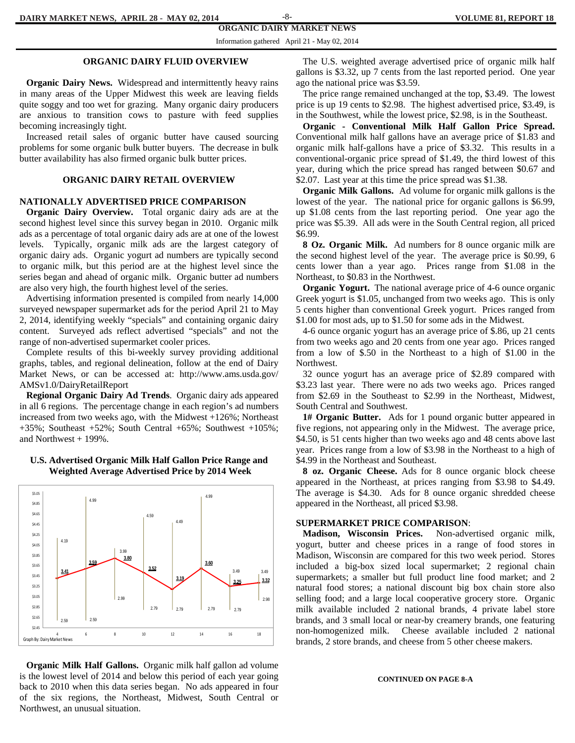## ORGANIC DAIRY MARKET NEWS

Information gathered April 21 - May 02, 2014

### ORGANIC DAIRY FLUID OVERVIEW

**Organic Dairy News.** Widespread and intermittently heavy rains in many areas of the Upper Midwest this week are leaving fields quite soggy and too wet for grazing. Many organic dairy producers are anxious to transition cows to pasture with feed supplies becoming increasingly tight.

Increased retail sales of organic butter have caused sourcing problems for some organic bulk butter buyers. The decrease in bulk butter availability has also firmed organic bulk butter prices.

### ORGANIC DAIRY RETAIL OVERVIEW

### NATIONALLY ADVERTISED PRICE COMPARISON

**Organic Dairy Overview.** Total organic dairy ads are at the second highest level since this survey began in 2010. Organic milk ads as a percentage of total organic dairy ads are at one of the lowest levels. Typically, organic milk ads are the largest category of organic dairy ads. Organic yogurt ad numbers are typically second to organic milk, but this period are at the highest level since the series began and ahead of organic milk. Organic butter ad numbers are also very high, the fourth highest level of the series.

Advertising information presented is compiled from nearly 14,000 surveyed newspaper supermarket ads for the period April 21 to May 2, 2014, identifying weekly "specials" and containing organic dairy content. Surveyed ads reflect advertised "specials" and not the range of non-advertised supermarket cooler prices.

Complete results of this bi-weekly survey providing additional graphs, tables, and regional delineation, follow at the end of Dairy Market News, or can be accessed at: http://www.ams.usda.gov/AMSv1.0/DairyRetailReport

**Regional Organic Dairy Ad Trends**. Organic dairy ads appeared in all 6 regions. The percentage change in each region's ad numbers increased from two weeks ago, with the Midwest +126%; Northeast +35%; Southeast +52%; South Central +65%; Southwest +105%; and Northwest + 199%.

**U.S. Advertised Organic Milk Half Gallon Price Range and Weighted Average Advertised Price by 2014 Week**

| Week | Low | Weighted Average | High |
|---|---|---|---|
| 4 | 2.59 | 3.41 | 4.19 |
| 6 | 2.59 | 3.59 | 4.99 |
| 8 | 2.99 | 3.80 | 3.99 |
| 10 | 2.79 | 3.52 | 4.59 |
| 12 | 2.79 | 3.19 | 4.49 |
| 14 | 2.79 | 3.60 | 4.99 |
| 16 | 2.79 | 3.25 | 3.49 |
| 18 | 2.98 | 3.32 | 3.49 |

Graph By: Dairy Market News

**Organic Milk Half Gallons.** Organic milk half gallon ad volume is the lowest level of 2014 and below this period of each year going back to 2010 when this data series began. No ads appeared in four of the six regions, the Northeast, Midwest, South Central or Northwest, an unusual situation.

The U.S. weighted average advertised price of organic milk half gallons is $3.32, up 7 cents from the last reported period. One year ago the national price was $3.59.

The price range remained unchanged at the top, $3.49. The lowest price is up 19 cents to $2.98. The highest advertised price, $3.49, is in the Southwest, while the lowest price, $2.98, is in the Southeast.

**Organic - Conventional Milk Half Gallon Price Spread.** Conventional milk half gallons have an average price of $1.83 and organic milk half-gallons have a price of $3.32. This results in a conventional-organic price spread of $1.49, the third lowest of this year, during which the price spread has ranged between $0.67 and $2.07. Last year at this time the price spread was $1.38.

**Organic Milk Gallons.** Ad volume for organic milk gallons is the lowest of the year. The national price for organic gallons is $6.99, up $1.08 cents from the last reporting period. One year ago the price was $5.39. All ads were in the South Central region, all priced $6.99.

**8 Oz. Organic Milk.** Ad numbers for 8 ounce organic milk are the second highest level of the year. The average price is $0.99, 6 cents lower than a year ago. Prices range from $1.08 in the Northeast, to $0.83 in the Northwest.

**Organic Yogurt.** The national average price of 4-6 ounce organic Greek yogurt is $1.05, unchanged from two weeks ago. This is only 5 cents higher than conventional Greek yogurt. Prices ranged from $1.00 for most ads, up to $1.50 for some ads in the Midwest.

4-6 ounce organic yogurt has an average price of $.86, up 21 cents from two weeks ago and 20 cents from one year ago. Prices ranged from a low of $.50 in the Northeast to a high of $1.00 in the Northwest.

32 ounce yogurt has an average price of $2.89 compared with $3.23 last year. There were no ads two weeks ago. Prices ranged from $2.69 in the Southeast to $2.99 in the Northeast, Midwest, South Central and Southwest.

**1# Organic Butter.** Ads for 1 pound organic butter appeared in five regions, not appearing only in the Midwest. The average price, $4.50, is 51 cents higher than two weeks ago and 48 cents above last year. Prices range from a low of $3.98 in the Northeast to a high of $4.99 in the Northeast and Southeast.

**8 oz. Organic Cheese.** Ads for 8 ounce organic block cheese appeared in the Northeast, at prices ranging from $3.98 to $4.49. The average is $4.30. Ads for 8 ounce organic shredded cheese appeared in the Northeast, all priced $3.98.

### SUPERMARKET PRICE COMPARISON:

**Madison, Wisconsin Prices.** Non-advertised organic milk, yogurt, butter and cheese prices in a range of food stores in Madison, Wisconsin are compared for this two week period. Stores included a big-box sized local supermarket; 2 regional chain supermarkets; a smaller but full product line food market; and 2 natural food stores; a national discount big box chain store also selling food; and a large local cooperative grocery store. Organic milk available included 2 national brands, 4 private label store brands, and 3 small local or near-by creamery brands, one featuring non-homogenized milk. Cheese available included 2 national brands, 2 store brands, and cheese from 5 other cheese makers.

**CONTINUED ON PAGE 8-A**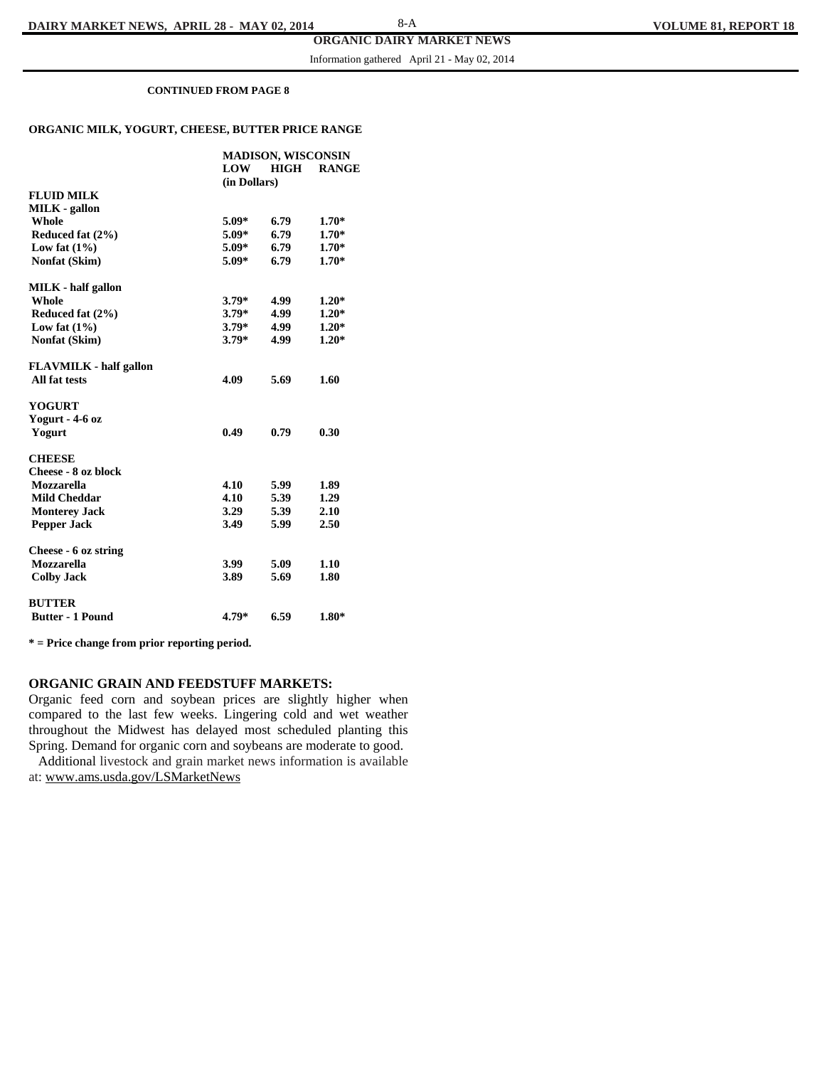## ORGANIC DAIRY MARKET NEWS

Information gathered April 21 - May 02, 2014

**CONTINUED FROM PAGE 8**

### ORGANIC MILK, YOGURT, CHEESE, BUTTER PRICE RANGE

| | MADISON, WISCONSIN | | |
|---|---|---|---|
| | LOW (in Dollars) | HIGH | RANGE |
| **FLUID MILK** | | | |
| **MILK - gallon** | | | |
| Whole | 5.09* | 6.79 | 1.70* |
| Reduced fat (2%) | 5.09* | 6.79 | 1.70* |
| Low fat (1%) | 5.09* | 6.79 | 1.70* |
| Nonfat (Skim) | 5.09* | 6.79 | 1.70* |
| **MILK - half gallon** | | | |
| Whole | 3.79* | 4.99 | 1.20* |
| Reduced fat (2%) | 3.79* | 4.99 | 1.20* |
| Low fat (1%) | 3.79* | 4.99 | 1.20* |
| Nonfat (Skim) | 3.79* | 4.99 | 1.20* |
| **FLAVMILK - half gallon** | | | |
| All fat tests | 4.09 | 5.69 | 1.60 |
| **YOGURT** | | | |
| **Yogurt - 4-6 oz** | | | |
| Yogurt | 0.49 | 0.79 | 0.30 |
| **CHEESE** | | | |
| **Cheese - 8 oz block** | | | |
| Mozzarella | 4.10 | 5.99 | 1.89 |
| Mild Cheddar | 4.10 | 5.39 | 1.29 |
| Monterey Jack | 3.29 | 5.39 | 2.10 |
| Pepper Jack | 3.49 | 5.99 | 2.50 |
| **Cheese - 6 oz string** | | | |
| Mozzarella | 3.99 | 5.09 | 1.10 |
| Colby Jack | 3.89 | 5.69 | 1.80 |
| **BUTTER** | | | |
| Butter - 1 Pound | 4.79* | 6.59 | 1.80* |

**\* = Price change from prior reporting period.**

### ORGANIC GRAIN AND FEEDSTUFF MARKETS:

Organic feed corn and soybean prices are slightly higher when compared to the last few weeks. Lingering cold and wet weather throughout the Midwest has delayed most scheduled planting this Spring. Demand for organic corn and soybeans are moderate to good.

Additional livestock and grain market news information is available at: www.ams.usda.gov/LSMarketNews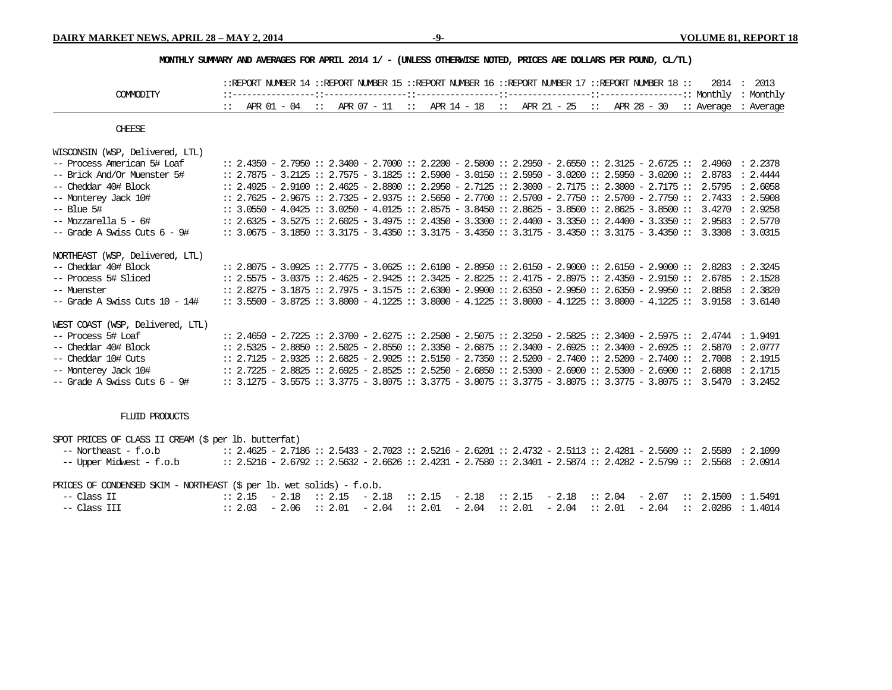## MONTHLY SUMMARY AND AVERAGES FOR APRIL 2014 1/ - (UNLESS OTHERWISE NOTED, PRICES ARE DOLLARS PER POUND, CL/TL)

| COMMODITY | REPORT NUMBER 14 | REPORT NUMBER 15 | REPORT NUMBER 16 | REPORT NUMBER 17 | REPORT NUMBER 18 | 2014 Monthly | 2013 Monthly |
|---|---|---|---|---|---|---|---|
| | APR 01 - 04 | APR 07 - 11 | APR 14 - 18 | APR 21 - 25 | APR 28 - 30 | Average | Average |
| **CHEESE** | | | | | | | |
| WISCONSIN (WSP, Delivered, LTL) | | | | | | | |
| -- Process American 5# Loaf | 2.4350 - 2.7950 | 2.3400 - 2.7000 | 2.2200 - 2.5800 | 2.2950 - 2.6550 | 2.3125 - 2.6725 | 2.4960 | 2.2378 |
| -- Brick And/Or Muenster 5# | 2.7875 - 3.2125 | 2.7575 - 3.1825 | 2.5900 - 3.0150 | 2.5950 - 3.0200 | 2.5950 - 3.0200 | 2.8783 | 2.4444 |
| -- Cheddar 40# Block | 2.4925 - 2.9100 | 2.4625 - 2.8800 | 2.2950 - 2.7125 | 2.3000 - 2.7175 | 2.3000 - 2.7175 | 2.5795 | 2.6058 |
| -- Monterey Jack 10# | 2.7625 - 2.9675 | 2.7325 - 2.9375 | 2.5650 - 2.7700 | 2.5700 - 2.7750 | 2.5700 - 2.7750 | 2.7433 | 2.5908 |
| -- Blue 5# | 3.0550 - 4.0425 | 3.0250 - 4.0125 | 2.8575 - 3.8450 | 2.8625 - 3.8500 | 2.8625 - 3.8500 | 3.4270 | 2.9258 |
| -- Mozzarella 5 - 6# | 2.6325 - 3.5275 | 2.6025 - 3.4975 | 2.4350 - 3.3300 | 2.4400 - 3.3350 | 2.4400 - 3.3350 | 2.9583 | 2.5770 |
| -- Grade A Swiss Cuts 6 - 9# | 3.0675 - 3.1850 | 3.3175 - 3.4350 | 3.3175 - 3.4350 | 3.3175 - 3.4350 | 3.3175 - 3.4350 | 3.3308 | 3.0315 |
| NORTHEAST (WSP, Delivered, LTL) | | | | | | | |
| -- Cheddar 40# Block | 2.8075 - 3.0925 | 2.7775 - 3.0625 | 2.6100 - 2.8950 | 2.6150 - 2.9000 | 2.6150 - 2.9000 | 2.8283 | 2.3245 |
| -- Process 5# Sliced | 2.5575 - 3.0375 | 2.4625 - 2.9425 | 2.3425 - 2.8225 | 2.4175 - 2.8975 | 2.4350 - 2.9150 | 2.6785 | 2.1528 |
| -- Muenster | 2.8275 - 3.1875 | 2.7975 - 3.1575 | 2.6300 - 2.9900 | 2.6350 - 2.9950 | 2.6350 - 2.9950 | 2.8858 | 2.3820 |
| -- Grade A Swiss Cuts 10 - 14# | 3.5500 - 3.8725 | 3.8000 - 4.1225 | 3.8000 - 4.1225 | 3.8000 - 4.1225 | 3.8000 - 4.1225 | 3.9158 | 3.6140 |
| WEST COAST (WSP, Delivered, LTL) | | | | | | | |
| -- Process 5# Loaf | 2.4650 - 2.7225 | 2.3700 - 2.6275 | 2.2500 - 2.5075 | 2.3250 - 2.5825 | 2.3400 - 2.5975 | 2.4744 | 1.9491 |
| -- Cheddar 40# Block | 2.5325 - 2.8850 | 2.5025 - 2.8550 | 2.3350 - 2.6875 | 2.3400 - 2.6925 | 2.3400 - 2.6925 | 2.5870 | 2.0777 |
| -- Cheddar 10# Cuts | 2.7125 - 2.9325 | 2.6825 - 2.9025 | 2.5150 - 2.7350 | 2.5200 - 2.7400 | 2.5200 - 2.7400 | 2.7008 | 2.1915 |
| -- Monterey Jack 10# | 2.7225 - 2.8825 | 2.6925 - 2.8525 | 2.5250 - 2.6850 | 2.5300 - 2.6900 | 2.5300 - 2.6900 | 2.6808 | 2.1715 |
| -- Grade A Swiss Cuts 6 - 9# | 3.1275 - 3.5575 | 3.3775 - 3.8075 | 3.3775 - 3.8075 | 3.3775 - 3.8075 | 3.3775 - 3.8075 | 3.5470 | 3.2452 |
| **FLUID PRODUCTS** | | | | | | | |
| SPOT PRICES OF CLASS II CREAM ($ per lb. butterfat) | | | | | | | |
| -- Northeast - f.o.b | 2.4625 - 2.7186 | 2.5433 - 2.7023 | 2.5216 - 2.6201 | 2.4732 - 2.5113 | 2.4281 - 2.5609 | 2.5580 | 2.1099 |
| -- Upper Midwest - f.o.b | 2.5216 - 2.6792 | 2.5632 - 2.6626 | 2.4231 - 2.7580 | 2.3401 - 2.5874 | 2.4282 - 2.5799 | 2.5568 | 2.0914 |
| PRICES OF CONDENSED SKIM - NORTHEAST ($ per lb. wet solids) - f.o.b. | | | | | | | |
| -- Class II | 2.15 - 2.18 | 2.15 - 2.18 | 2.15 - 2.18 | 2.15 - 2.18 | 2.04 - 2.07 | 2.1500 | 1.5491 |
| -- Class III | 2.03 - 2.06 | 2.01 - 2.04 | 2.01 - 2.04 | 2.01 - 2.04 | 2.01 - 2.04 | 2.0286 | 1.4014 |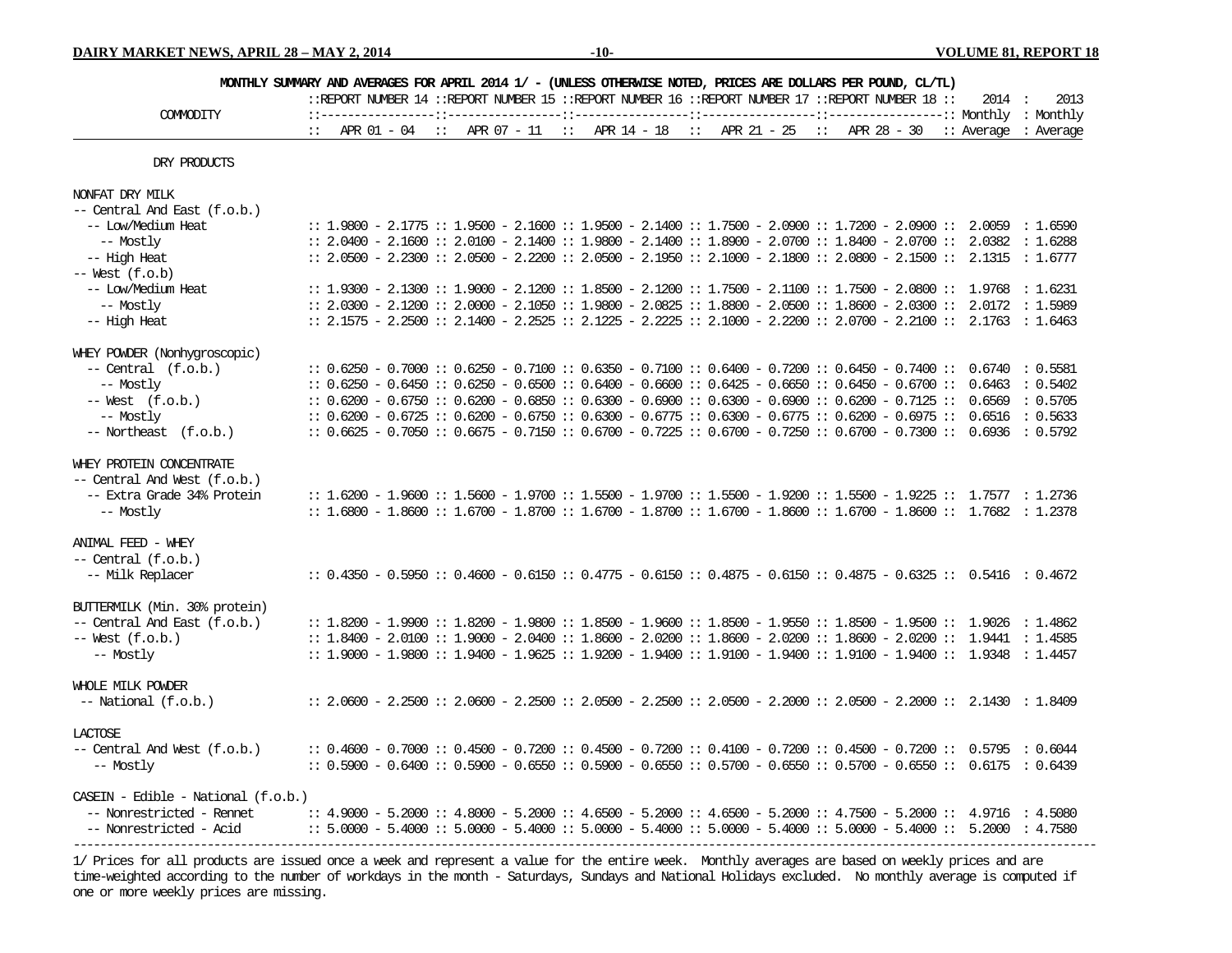## MONTHLY SUMMARY AND AVERAGES FOR APRIL 2014 1/ - (UNLESS OTHERWISE NOTED, PRICES ARE DOLLARS PER POUND, CL/TL)

| COMMODITY | REPORT NUMBER 14<br>APR 01 - 04 | REPORT NUMBER 15<br>APR 07 - 11 | REPORT NUMBER 16<br>APR 14 - 18 | REPORT NUMBER 17<br>APR 21 - 25 | REPORT NUMBER 18<br>APR 28 - 30 | 2014 Monthly Average | 2013 Monthly Average |
|---|---|---|---|---|---|---|---|
| DRY PRODUCTS | | | | | | | |
| NONFAT DRY MILK | | | | | | | |
| -- Central And East (f.o.b.) | | | | | | | |
| -- Low/Medium Heat | 1.9800 - 2.1775 | 1.9500 - 2.1600 | 1.9500 - 2.1400 | 1.7500 - 2.0900 | 1.7200 - 2.0900 | 2.0059 | 1.6590 |
| -- Mostly | 2.0400 - 2.1600 | 2.0100 - 2.1400 | 1.9800 - 2.1400 | 1.8900 - 2.0700 | 1.8400 - 2.0700 | 2.0382 | 1.6288 |
| -- High Heat | 2.0500 - 2.2300 | 2.0500 - 2.2200 | 2.0500 - 2.1950 | 2.1000 - 2.1800 | 2.0800 - 2.1500 | 2.1315 | 1.6777 |
| -- West (f.o.b) | | | | | | | |
| -- Low/Medium Heat | 1.9300 - 2.1300 | 1.9000 - 2.1200 | 1.8500 - 2.1200 | 1.7500 - 2.1100 | 1.7500 - 2.0800 | 1.9768 | 1.6231 |
| -- Mostly | 2.0300 - 2.1200 | 2.0000 - 2.1050 | 1.9800 - 2.0825 | 1.8800 - 2.0500 | 1.8600 - 2.0300 | 2.0172 | 1.5989 |
| -- High Heat | 2.1575 - 2.2500 | 2.1400 - 2.2525 | 2.1225 - 2.2225 | 2.1000 - 2.2200 | 2.0700 - 2.2100 | 2.1763 | 1.6463 |
| WHEY POWDER (Nonhygroscopic) | | | | | | | |
| -- Central (f.o.b.) | 0.6250 - 0.7000 | 0.6250 - 0.7100 | 0.6350 - 0.7100 | 0.6400 - 0.7200 | 0.6450 - 0.7400 | 0.6740 | 0.5581 |
| -- Mostly | 0.6250 - 0.6450 | 0.6250 - 0.6500 | 0.6400 - 0.6600 | 0.6425 - 0.6650 | 0.6450 - 0.6700 | 0.6463 | 0.5402 |
| -- West (f.o.b.) | 0.6200 - 0.6750 | 0.6200 - 0.6850 | 0.6300 - 0.6900 | 0.6300 - 0.6900 | 0.6200 - 0.7125 | 0.6569 | 0.5705 |
| -- Mostly | 0.6200 - 0.6725 | 0.6200 - 0.6750 | 0.6300 - 0.6775 | 0.6300 - 0.6775 | 0.6200 - 0.6975 | 0.6516 | 0.5633 |
| -- Northeast (f.o.b.) | 0.6625 - 0.7050 | 0.6675 - 0.7150 | 0.6700 - 0.7225 | 0.6700 - 0.7250 | 0.6700 - 0.7300 | 0.6936 | 0.5792 |
| WHEY PROTEIN CONCENTRATE | | | | | | | |
| -- Central And West (f.o.b.) | | | | | | | |
| -- Extra Grade 34% Protein | 1.6200 - 1.9600 | 1.5600 - 1.9700 | 1.5500 - 1.9700 | 1.5500 - 1.9200 | 1.5500 - 1.9225 | 1.7577 | 1.2736 |
| -- Mostly | 1.6800 - 1.8600 | 1.6700 - 1.8700 | 1.6700 - 1.8700 | 1.6700 - 1.8600 | 1.6700 - 1.8600 | 1.7682 | 1.2378 |
| ANIMAL FEED - WHEY | | | | | | | |
| -- Central (f.o.b.) | | | | | | | |
| -- Milk Replacer | 0.4350 - 0.5950 | 0.4600 - 0.6150 | 0.4775 - 0.6150 | 0.4875 - 0.6150 | 0.4875 - 0.6325 | 0.5416 | 0.4672 |
| BUTTERMILK (Min. 30% protein) | | | | | | | |
| -- Central And East (f.o.b.) | 1.8200 - 1.9900 | 1.8200 - 1.9800 | 1.8500 - 1.9600 | 1.8500 - 1.9550 | 1.8500 - 1.9500 | 1.9026 | 1.4862 |
| -- West (f.o.b.) | 1.8400 - 2.0100 | 1.9000 - 2.0400 | 1.8600 - 2.0200 | 1.8600 - 2.0200 | 1.8600 - 2.0200 | 1.9441 | 1.4585 |
| -- Mostly | 1.9000 - 1.9800 | 1.9400 - 1.9625 | 1.9200 - 1.9400 | 1.9100 - 1.9400 | 1.9100 - 1.9400 | 1.9348 | 1.4457 |
| WHOLE MILK POWDER | | | | | | | |
| -- National (f.o.b.) | 2.0600 - 2.2500 | 2.0600 - 2.2500 | 2.0500 - 2.2500 | 2.0500 - 2.2000 | 2.0500 - 2.2000 | 2.1430 | 1.8409 |
| LACTOSE | | | | | | | |
| -- Central And West (f.o.b.) | 0.4600 - 0.7000 | 0.4500 - 0.7200 | 0.4500 - 0.7200 | 0.4100 - 0.7200 | 0.4500 - 0.7200 | 0.5795 | 0.6044 |
| -- Mostly | 0.5900 - 0.6400 | 0.5900 - 0.6550 | 0.5900 - 0.6550 | 0.5700 - 0.6550 | 0.5700 - 0.6550 | 0.6175 | 0.6439 |
| CASEIN - Edible - National (f.o.b.) | | | | | | | |
| -- Nonrestricted - Rennet | 4.9000 - 5.2000 | 4.8000 - 5.2000 | 4.6500 - 5.2000 | 4.6500 - 5.2000 | 4.7500 - 5.2000 | 4.9716 | 4.5080 |
| -- Nonrestricted - Acid | 5.0000 - 5.4000 | 5.0000 - 5.4000 | 5.0000 - 5.4000 | 5.0000 - 5.4000 | 5.0000 - 5.4000 | 5.2000 | 4.7580 |

1/ Prices for all products are issued once a week and represent a value for the entire week. Monthly averages are based on weekly prices and are time-weighted according to the number of workdays in the month - Saturdays, Sundays and National Holidays excluded. No monthly average is computed if one or more weekly prices are missing.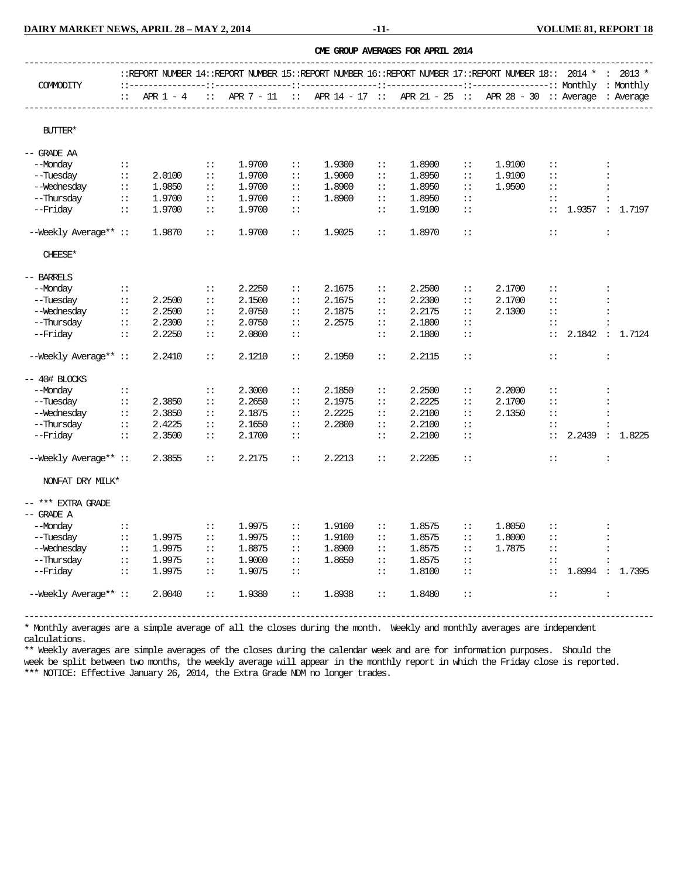## CME GROUP AVERAGES FOR APRIL 2014

| COMMODITY | REPORT NUMBER 14 APR 1 - 4 | REPORT NUMBER 15 APR 7 - 11 | REPORT NUMBER 16 APR 14 - 17 | REPORT NUMBER 17 APR 21 - 25 | REPORT NUMBER 18 APR 28 - 30 | 2014 * Monthly Average | 2013 * Monthly Average |
|---|---|---|---|---|---|---|---|
| **BUTTER*** | | | | | | | |
| -- GRADE AA | | | | | | | |
| --Monday | | 1.9700 | 1.9300 | 1.8900 | 1.9100 | | |
| --Tuesday | 2.0100 | 1.9700 | 1.9000 | 1.8950 | 1.9100 | | |
| --Wednesday | 1.9850 | 1.9700 | 1.8900 | 1.8950 | 1.9500 | | |
| --Thursday | 1.9700 | 1.9700 | 1.8900 | 1.8950 | | | |
| --Friday | 1.9700 | 1.9700 | | 1.9100 | | 1.9357 | 1.7197 |
| --Weekly Average** | 1.9870 | 1.9700 | 1.9025 | 1.8970 | | | |
| **CHEESE*** | | | | | | | |
| -- BARRELS | | | | | | | |
| --Monday | | 2.2250 | 2.1675 | 2.2500 | 2.1700 | | |
| --Tuesday | 2.2500 | 2.1500 | 2.1675 | 2.2300 | 2.1700 | | |
| --Wednesday | 2.2500 | 2.0750 | 2.1875 | 2.2175 | 2.1300 | | |
| --Thursday | 2.2300 | 2.0750 | 2.2575 | 2.1800 | | | |
| --Friday | 2.2250 | 2.0800 | | 2.1800 | | 2.1842 | 1.7124 |
| --Weekly Average** | 2.2410 | 2.1210 | 2.1950 | 2.2115 | | | |
| -- 40# BLOCKS | | | | | | | |
| --Monday | | 2.3000 | 2.1850 | 2.2500 | 2.2000 | | |
| --Tuesday | 2.3850 | 2.2650 | 2.1975 | 2.2225 | 2.1700 | | |
| --Wednesday | 2.3850 | 2.1875 | 2.2225 | 2.2100 | 2.1350 | | |
| --Thursday | 2.4225 | 2.1650 | 2.2800 | 2.2100 | | | |
| --Friday | 2.3500 | 2.1700 | | 2.2100 | | 2.2439 | 1.8225 |
| --Weekly Average** | 2.3855 | 2.2175 | 2.2213 | 2.2205 | | | |
| **NONFAT DRY MILK*** | | | | | | | |
| -- *** EXTRA GRADE | | | | | | | |
| -- GRADE A | | | | | | | |
| --Monday | | 1.9975 | 1.9100 | 1.8575 | 1.8050 | | |
| --Tuesday | 1.9975 | 1.9975 | 1.9100 | 1.8575 | 1.8000 | | |
| --Wednesday | 1.9975 | 1.8875 | 1.8900 | 1.8575 | 1.7875 | | |
| --Thursday | 1.9975 | 1.9000 | 1.8650 | 1.8575 | | | |
| --Friday | 1.9975 | 1.9075 | | 1.8100 | | 1.8994 | 1.7395 |
| --Weekly Average** | 2.0040 | 1.9380 | 1.8938 | 1.8480 | | | |

* Monthly averages are a simple average of all the closes during the month. Weekly and monthly averages are independent calculations.

** Weekly averages are simple averages of the closes during the calendar week and are for information purposes. Should the week be split between two months, the weekly average will appear in the monthly report in which the Friday close is reported.

*** NOTICE: Effective January 26, 2014, the Extra Grade NDM no longer trades.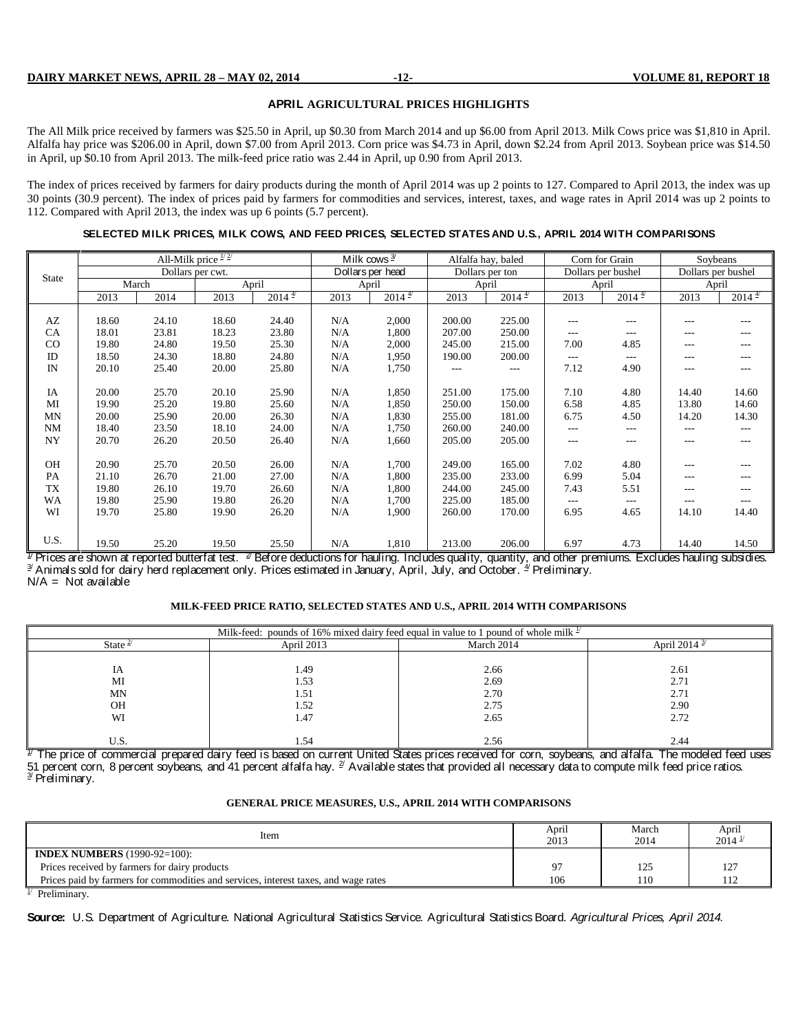## APRIL AGRICULTURAL PRICES HIGHLIGHTS

The All Milk price received by farmers was $25.50 in April, up $0.30 from March 2014 and up $6.00 from April 2013. Milk Cows price was $1,810 in April. Alfalfa hay price was $206.00 in April, down $7.00 from April 2013. Corn price was $4.73 in April, down $2.24 from April 2013. Soybean price was $14.50 in April, up $0.10 from April 2013. The milk-feed price ratio was 2.44 in April, up 0.90 from April 2013.

The index of prices received by farmers for dairy products during the month of April 2014 was up 2 points to 127. Compared to April 2013, the index was up 30 points (30.9 percent). The index of prices paid by farmers for commodities and services, interest, taxes, and wage rates in April 2014 was up 2 points to 112. Compared with April 2013, the index was up 6 points (5.7 percent).

### SELECTED MILK PRICES, MILK COWS, AND FEED PRICES, SELECTED STATES AND U.S., APRIL 2014 WITH COMPARISONS

| State | All-Milk price [1/] [2/] | | | | Milk cows [3/] | | Alfalfa hay, baled | | Corn for Grain | | Soybeans | |
|---|---|---|---|---|---|---|---|---|---|---|---|---|
| | Dollars per cwt. | | | | Dollars per head | | Dollars per ton | | Dollars per bushel | | Dollars per bushel | |
| | March | | April | | April | | April | | April | | April | |
| | 2013 | 2014 | 2013 | 2014 [4/] | 2013 | 2014 [4/] | 2013 | 2014 [4/] | 2013 | 2014 [4/] | 2013 | 2014 [4/] |
| AZ | 18.60 | 24.10 | 18.60 | 24.40 | N/A | 2,000 | 200.00 | 225.00 | --- | --- | --- | --- |
| CA | 18.01 | 23.81 | 18.23 | 23.80 | N/A | 1,800 | 207.00 | 250.00 | --- | --- | --- | --- |
| CO | 19.80 | 24.80 | 19.50 | 25.30 | N/A | 2,000 | 245.00 | 215.00 | 7.00 | 4.85 | --- | --- |
| ID | 18.50 | 24.30 | 18.80 | 24.80 | N/A | 1,950 | 190.00 | 200.00 | --- | --- | --- | --- |
| IN | 20.10 | 25.40 | 20.00 | 25.80 | N/A | 1,750 | --- | --- | 7.12 | 4.90 | --- | --- |
| IA | 20.00 | 25.70 | 20.10 | 25.90 | N/A | 1,850 | 251.00 | 175.00 | 7.10 | 4.80 | 14.40 | 14.60 |
| MI | 19.90 | 25.20 | 19.80 | 25.60 | N/A | 1,850 | 250.00 | 150.00 | 6.58 | 4.85 | 13.80 | 14.60 |
| MN | 20.00 | 25.90 | 20.00 | 26.30 | N/A | 1,830 | 255.00 | 181.00 | 6.75 | 4.50 | 14.20 | 14.30 |
| NM | 18.40 | 23.50 | 18.10 | 24.00 | N/A | 1,750 | 260.00 | 240.00 | --- | --- | --- | --- |
| NY | 20.70 | 26.20 | 20.50 | 26.40 | N/A | 1,660 | 205.00 | 205.00 | --- | --- | --- | --- |
| OH | 20.90 | 25.70 | 20.50 | 26.00 | N/A | 1,700 | 249.00 | 165.00 | 7.02 | 4.80 | --- | --- |
| PA | 21.10 | 26.70 | 21.00 | 27.00 | N/A | 1,800 | 235.00 | 233.00 | 6.99 | 5.04 | --- | --- |
| TX | 19.80 | 26.10 | 19.70 | 26.60 | N/A | 1,800 | 244.00 | 245.00 | 7.43 | 5.51 | --- | --- |
| WA | 19.80 | 25.90 | 19.80 | 26.20 | N/A | 1,700 | 225.00 | 185.00 | --- | --- | --- | --- |
| WI | 19.70 | 25.80 | 19.90 | 26.20 | N/A | 1,900 | 260.00 | 170.00 | 6.95 | 4.65 | 14.10 | 14.40 |
| U.S. | 19.50 | 25.20 | 19.50 | 25.50 | N/A | 1,810 | 213.00 | 206.00 | 6.97 | 4.73 | 14.40 | 14.50 |

[1/] Prices are shown at reported butterfat test. [2/] Before deductions for hauling. Includes quality, quantity, and other premiums. Excludes hauling subsidies.
[3/] Animals sold for dairy herd replacement only. Prices estimated in January, April, July, and October. [4/] Preliminary.
N/A = Not available

### MILK-FEED PRICE RATIO, SELECTED STATES AND U.S., APRIL 2014 WITH COMPARISONS

| Milk-feed: pounds of 16% mixed dairy feed equal in value to 1 pound of whole milk [1/] | | | |
|---|---|---|---|
| State [2/] | April 2013 | March 2014 | April 2014 [3/] |
| IA | 1.49 | 2.66 | 2.61 |
| MI | 1.53 | 2.69 | 2.71 |
| MN | 1.51 | 2.70 | 2.71 |
| OH | 1.52 | 2.75 | 2.90 |
| WI | 1.47 | 2.65 | 2.72 |
| U.S. | 1.54 | 2.56 | 2.44 |

[1/] The price of commercial prepared dairy feed is based on current United States prices received for corn, soybeans, and alfalfa. The modeled feed uses 51 percent corn, 8 percent soybeans, and 41 percent alfalfa hay. [2/] Available states that provided all necessary data to compute milk feed price ratios.
[3/] Preliminary.

### GENERAL PRICE MEASURES, U.S., APRIL 2014 WITH COMPARISONS

| Item | April 2013 | March 2014 | April 2014 [1/] |
|---|---|---|---|
| **INDEX NUMBERS** (1990-92=100): | | | |
| Prices received by farmers for dairy products | 97 | 125 | 127 |
| Prices paid by farmers for commodities and services, interest taxes, and wage rates | 106 | 110 | 112 |

[1/] Preliminary.

**Source:** U.S. Department of Agriculture. National Agricultural Statistics Service. Agricultural Statistics Board. *Agricultural Prices, April 2014*.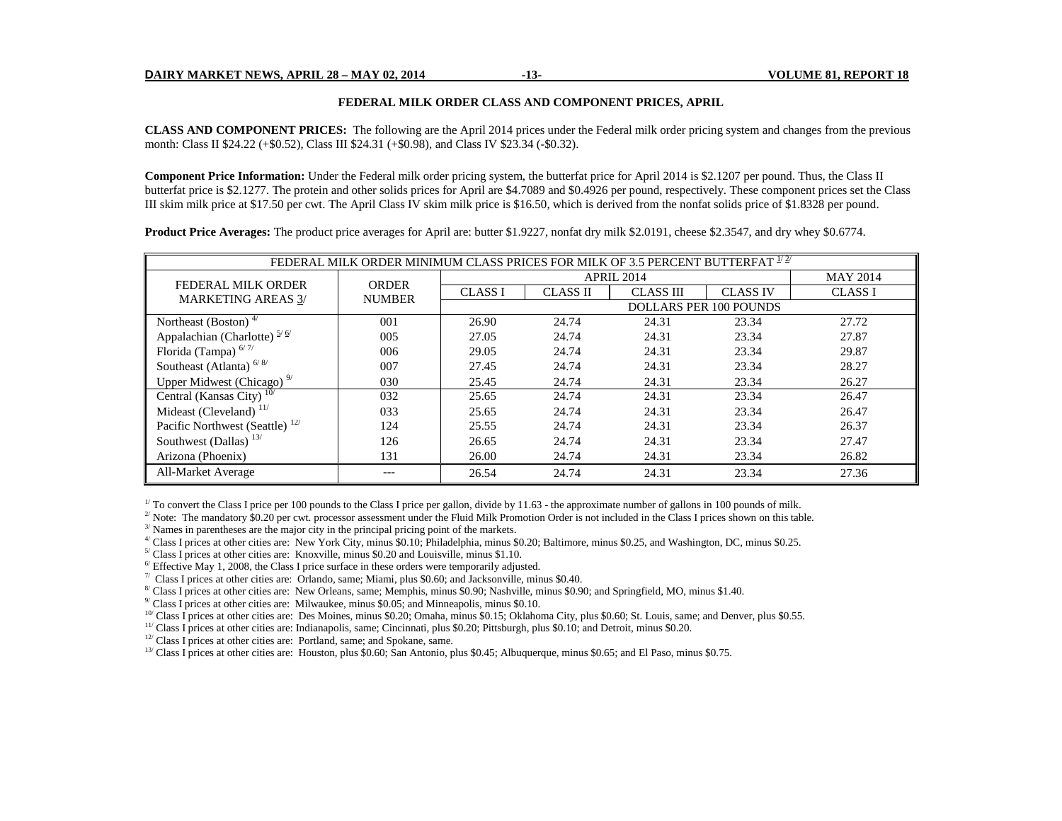## FEDERAL MILK ORDER CLASS AND COMPONENT PRICES, APRIL

**CLASS AND COMPONENT PRICES:** The following are the April 2014 prices under the Federal milk order pricing system and changes from the previous month: Class II $24.22 (+$0.52), Class III $24.31 (+$0.98), and Class IV $23.34 (-$0.32).

**Component Price Information:** Under the Federal milk order pricing system, the butterfat price for April 2014 is $2.1207 per pound. Thus, the Class II butterfat price is $2.1277. The protein and other solids prices for April are $4.7089 and $0.4926 per pound, respectively. These component prices set the Class III skim milk price at $17.50 per cwt. The April Class IV skim milk price is $16.50, which is derived from the nonfat solids price of $1.8328 per pound.

**Product Price Averages:** The product price averages for April are: butter $1.9227, nonfat dry milk $2.0191, cheese $2.3547, and dry whey $0.6774.

FEDERAL MILK ORDER MINIMUM CLASS PRICES FOR MILK OF 3.5 PERCENT BUTTERFAT [1/] [2/]

| FEDERAL MILK ORDER MARKETING AREAS 3/ | ORDER NUMBER | APRIL 2014 | | | | MAY 2014 |
|---|---|---|---|---|---|---|
| | | CLASS I | CLASS II | CLASS III | CLASS IV | CLASS I |
| | | DOLLARS PER 100 POUNDS | | | | |
| Northeast (Boston) [4/] | 001 | 26.90 | 24.74 | 24.31 | 23.34 | 27.72 |
| Appalachian (Charlotte) [5/] [6/] | 005 | 27.05 | 24.74 | 24.31 | 23.34 | 27.87 |
| Florida (Tampa) [6/] [7/] | 006 | 29.05 | 24.74 | 24.31 | 23.34 | 29.87 |
| Southeast (Atlanta) [6/] [8/] | 007 | 27.45 | 24.74 | 24.31 | 23.34 | 28.27 |
| Upper Midwest (Chicago) [9/] | 030 | 25.45 | 24.74 | 24.31 | 23.34 | 26.27 |
| Central (Kansas City) [10/] | 032 | 25.65 | 24.74 | 24.31 | 23.34 | 26.47 |
| Mideast (Cleveland) [11/] | 033 | 25.65 | 24.74 | 24.31 | 23.34 | 26.47 |
| Pacific Northwest (Seattle) [12/] | 124 | 25.55 | 24.74 | 24.31 | 23.34 | 26.37 |
| Southwest (Dallas) [13/] | 126 | 26.65 | 24.74 | 24.31 | 23.34 | 27.47 |
| Arizona (Phoenix) | 131 | 26.00 | 24.74 | 24.31 | 23.34 | 26.82 |
| All-Market Average | --- | 26.54 | 24.74 | 24.31 | 23.34 | 27.36 |

[1/] To convert the Class I price per 100 pounds to the Class I price per gallon, divide by 11.63 - the approximate number of gallons in 100 pounds of milk.
[2/] Note: The mandatory $0.20 per cwt. processor assessment under the Fluid Milk Promotion Order is not included in the Class I prices shown on this table.
[3/] Names in parentheses are the major city in the principal pricing point of the markets.
[4/] Class I prices at other cities are: New York City, minus $0.10; Philadelphia, minus $0.20; Baltimore, minus $0.25, and Washington, DC, minus $0.25.
[5/] Class I prices at other cities are: Knoxville, minus $0.20 and Louisville, minus $1.10.
[6/] Effective May 1, 2008, the Class I price surface in these orders were temporarily adjusted.
[7/] Class I prices at other cities are: Orlando, same; Miami, plus $0.60; and Jacksonville, minus $0.40.
[8/] Class I prices at other cities are: New Orleans, same; Memphis, minus $0.90; Nashville, minus $0.90; and Springfield, MO, minus $1.40.
[9/] Class I prices at other cities are: Milwaukee, minus $0.05; and Minneapolis, minus $0.10.
[10/] Class I prices at other cities are: Des Moines, minus $0.20; Omaha, minus $0.15; Oklahoma City, plus $0.60; St. Louis, same; and Denver, plus $0.55.
[11/] Class I prices at other cities are: Indianapolis, same; Cincinnati, plus $0.20; Pittsburgh, plus $0.10; and Detroit, minus $0.20.
[12/] Class I prices at other cities are: Portland, same; and Spokane, same.
[13/] Class I prices at other cities are: Houston, plus $0.60; San Antonio, plus $0.45; Albuquerque, minus $0.65; and El Paso, minus $0.75.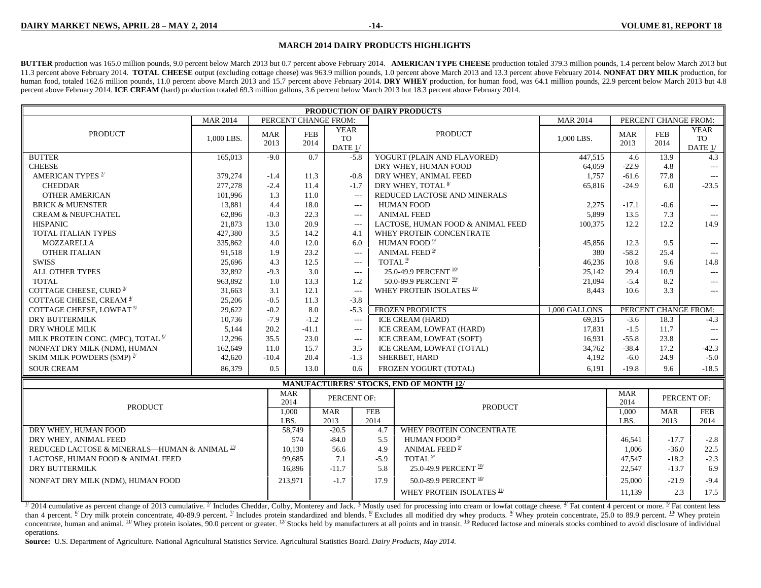## MARCH 2014 DAIRY PRODUCTS HIGHLIGHTS

**BUTTER** production was 165.0 million pounds, 9.0 percent below March 2013 but 0.7 percent above February 2014. **AMERICAN TYPE CHEESE** production totaled 379.3 million pounds, 1.4 percent below March 2013 but 11.3 percent above February 2014. **TOTAL CHEESE** output (excluding cottage cheese) was 963.9 million pounds, 1.0 percent above March 2013 and 13.3 percent above February 2014. **NONFAT DRY MILK** production, for human food, totaled 162.6 million pounds, 11.0 percent above March 2013 and 15.7 percent above February 2014. **DRY WHEY** production, for human food, was 64.1 million pounds, 22.9 percent below March 2013 but 4.8 percent above February 2014. **ICE CREAM** (hard) production totaled 69.3 million gallons, 3.6 percent below March 2013 but 18.3 percent above February 2014.

**PRODUCTION OF DAIRY PRODUCTS**

| PRODUCT | MAR 2014 | PERCENT CHANGE FROM: | | | PRODUCT | MAR 2014 | PERCENT CHANGE FROM: | | |
|---|---|---|---|---|---|---|---|---|---|
| | 1,000 LBS. | MAR 2013 | FEB 2014 | YEAR TO DATE 1/ | | 1,000 LBS. | MAR 2013 | FEB 2014 | YEAR TO DATE 1/ |
| BUTTER | 165,013 | -9.0 | 0.7 | -5.8 | YOGURT (PLAIN AND FLAVORED) | 447,515 | 4.6 | 13.9 | 4.3 |
| CHEESE | | | | | DRY WHEY, HUMAN FOOD | 64,059 | -22.9 | 4.8 | --- |
| AMERICAN TYPES [2] | 379,274 | -1.4 | 11.3 | -0.8 | DRY WHEY, ANIMAL FEED | 1,757 | -61.6 | 77.8 | --- |
| CHEDDAR | 277,278 | -2.4 | 11.4 | -1.7 | DRY WHEY, TOTAL [8] | 65,816 | -24.9 | 6.0 | -23.5 |
| OTHER AMERICAN | 101,996 | 1.3 | 11.0 | --- | REDUCED LACTOSE AND MINERALS | | | | |
| BRICK & MUENSTER | 13,881 | 4.4 | 18.0 | --- | HUMAN FOOD | 2,275 | -17.1 | -0.6 | --- |
| CREAM & NEUFCHATEL | 62,896 | -0.3 | 22.3 | --- | ANIMAL FEED | 5,899 | 13.5 | 7.3 | --- |
| HISPANIC | 21,873 | 13.0 | 20.9 | --- | LACTOSE, HUMAN FOOD & ANIMAL FEED | 100,375 | 12.2 | 12.2 | 14.9 |
| TOTAL ITALIAN TYPES | 427,380 | 3.5 | 14.2 | 4.1 | WHEY PROTEIN CONCENTRATE | | | | |
| MOZZARELLA | 335,862 | 4.0 | 12.0 | 6.0 | HUMAN FOOD [9] | 45,856 | 12.3 | 9.5 | --- |
| OTHER ITALIAN | 91,518 | 1.9 | 23.2 | --- | ANIMAL FEED [9] | 380 | -58.2 | 25.4 | --- |
| SWISS | 25,696 | 4.3 | 12.5 | --- | TOTAL [9] | 46,236 | 10.8 | 9.6 | 14.8 |
| ALL OTHER TYPES | 32,892 | -9.3 | 3.0 | --- | 25.0-49.9 PERCENT [10] | 25,142 | 29.4 | 10.9 | --- |
| TOTAL | 963,892 | 1.0 | 13.3 | 1.2 | 50.0-89.9 PERCENT [10] | 21,094 | -5.4 | 8.2 | --- |
| COTTAGE CHEESE, CURD [3] | 31,663 | 3.1 | 12.1 | --- | WHEY PROTEIN ISOLATES [11] | 8,443 | 10.6 | 3.3 | --- |
| COTTAGE CHEESE, CREAM [4] | 25,206 | -0.5 | 11.3 | -3.8 | | | | | |
| COTTAGE CHEESE, LOWFAT [5] | 29,622 | -0.2 | 8.0 | -5.3 | FROZEN PRODUCTS | 1,000 GALLONS | PERCENT CHANGE FROM: | | |
| DRY BUTTERMILK | 10,736 | -7.9 | -1.2 | --- | ICE CREAM (HARD) | 69,315 | -3.6 | 18.3 | -4.3 |
| DRY WHOLE MILK | 5,144 | 20.2 | -41.1 | --- | ICE CREAM, LOWFAT (HARD) | 17,831 | -1.5 | 11.7 | --- |
| MILK PROTEIN CONC. (MPC), TOTAL [6] | 12,296 | 35.5 | 23.0 | --- | ICE CREAM, LOWFAT (SOFT) | 16,931 | -55.8 | 23.8 | --- |
| NONFAT DRY MILK (NDM), HUMAN | 162,649 | 11.0 | 15.7 | 3.5 | ICE CREAM, LOWFAT (TOTAL) | 34,762 | -38.4 | 17.2 | -42.3 |
| SKIM MILK POWDERS (SMP) [7] | 42,620 | -10.4 | 20.4 | -1.3 | SHERBET, HARD | 4,192 | -6.0 | 24.9 | -5.0 |
| SOUR CREAM | 86,379 | 0.5 | 13.0 | 0.6 | FROZEN YOGURT (TOTAL) | 6,191 | -19.8 | 9.6 | -18.5 |

**MANUFACTURERS' STOCKS, END OF MONTH 12/**

| PRODUCT | MAR 2014 | PERCENT OF: | | PRODUCT | MAR 2014 | PERCENT OF: | |
|---|---|---|---|---|---|---|---|
| | 1,000 LBS. | MAR 2013 | FEB 2014 | | 1,000 LBS. | MAR 2013 | FEB 2014 |
| DRY WHEY, HUMAN FOOD | 58,749 | -20.5 | 4.7 | WHEY PROTEIN CONCENTRATE | | | |
| DRY WHEY, ANIMAL FEED | 574 | -84.0 | 5.5 | HUMAN FOOD [9] | 46,541 | -17.7 | -2.8 |
| REDUCED LACTOSE & MINERALS—HUMAN & ANIMAL [13] | 10,130 | 56.6 | 4.9 | ANIMAL FEED [9] | 1,006 | -36.0 | 22.5 |
| LACTOSE, HUMAN FOOD & ANIMAL FEED | 99,685 | 7.1 | -5.9 | TOTAL [9] | 47,547 | -18.2 | -2.3 |
| DRY BUTTERMILK | 16,896 | -11.7 | 5.8 | 25.0-49.9 PERCENT [10] | 22,547 | -13.7 | 6.9 |
| NONFAT DRY MILK (NDM), HUMAN FOOD | 213,971 | -1.7 | 17.9 | 50.0-89.9 PERCENT [10] | 25,000 | -21.9 | -9.4 |
| | | | | WHEY PROTEIN ISOLATES [11] | 11,139 | 2.3 | 17.5 |

[1] 2014 cumulative as percent change of 2013 cumulative. [2] Includes Cheddar, Colby, Monterey and Jack. [3] Mostly used for processing into cream or lowfat cottage cheese. [4] Fat content 4 percent or more. [5] Fat content less than 4 percent. [6] Dry milk protein concentrate, 40-89.9 percent. [7] Includes protein standardized and blends. [8] Excludes all modified dry whey products. [9] Whey protein concentrate, 25.0 to 89.9 percent. [10] Whey protein concentrate, human and animal. [11] Whey protein isolates, 90.0 percent or greater. [12] Stocks held by manufacturers at all points and in transit. [13] Reduced lactose and minerals stocks combined to avoid disclosure of individual operations.

**Source:** U.S. Department of Agriculture. National Agricultural Statistics Service. Agricultural Statistics Board. *Dairy Products, May 2014.*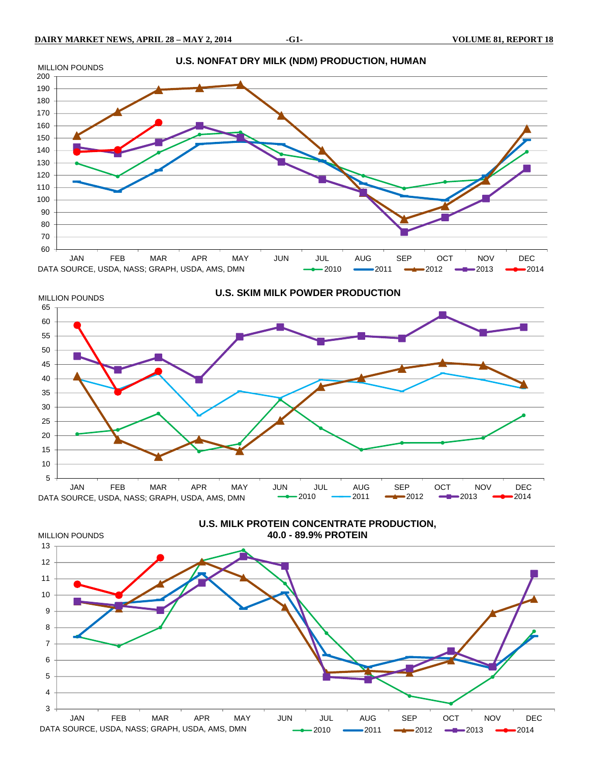## U.S. NONFAT DRY MILK (NDM) PRODUCTION, HUMAN

MILLION POUNDS

DATA SOURCE, USDA, NASS; GRAPH, USDA, AMS, DMN

2010, 2011, 2012, 2013, 2014

## U.S. SKIM MILK POWDER PRODUCTION

MILLION POUNDS

DATA SOURCE, USDA, NASS; GRAPH, USDA, AMS, DMN

2010, 2011, 2012, 2013, 2014

## U.S. MILK PROTEIN CONCENTRATE PRODUCTION, 40.0 - 89.9% PROTEIN

MILLION POUNDS

DATA SOURCE, USDA, NASS; GRAPH, USDA, AMS, DMN

2010, 2011, 2012, 2013, 2014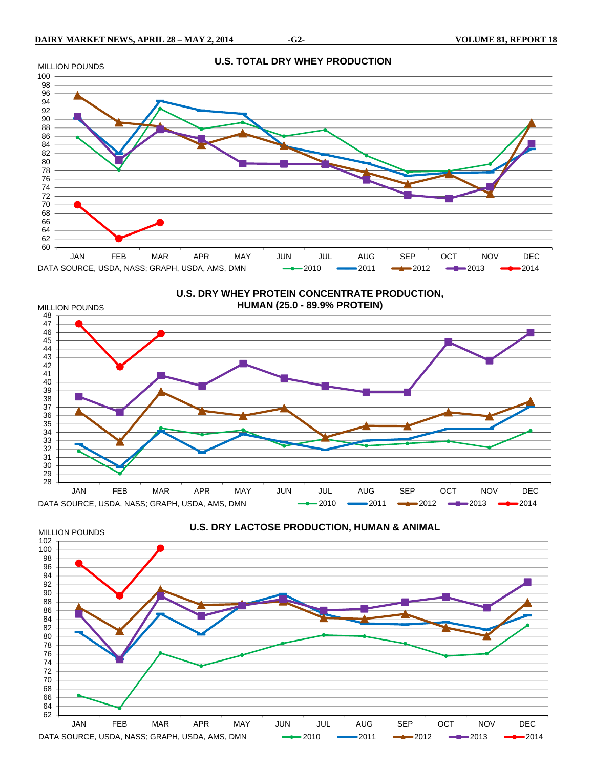## U.S. TOTAL DRY WHEY PRODUCTION

MILLION POUNDS

DATA SOURCE, USDA, NASS; GRAPH, USDA, AMS, DMN

2010 | 2011 | 2012 | 2013 | 2014

## U.S. DRY WHEY PROTEIN CONCENTRATE PRODUCTION, HUMAN (25.0 - 89.9% PROTEIN)

MILLION POUNDS

DATA SOURCE, USDA, NASS; GRAPH, USDA, AMS, DMN

2010 | 2011 | 2012 | 2013 | 2014

## U.S. DRY LACTOSE PRODUCTION, HUMAN & ANIMAL

MILLION POUNDS

DATA SOURCE, USDA, NASS; GRAPH, USDA, AMS, DMN

2010 | 2011 | 2012 | 2013 | 2014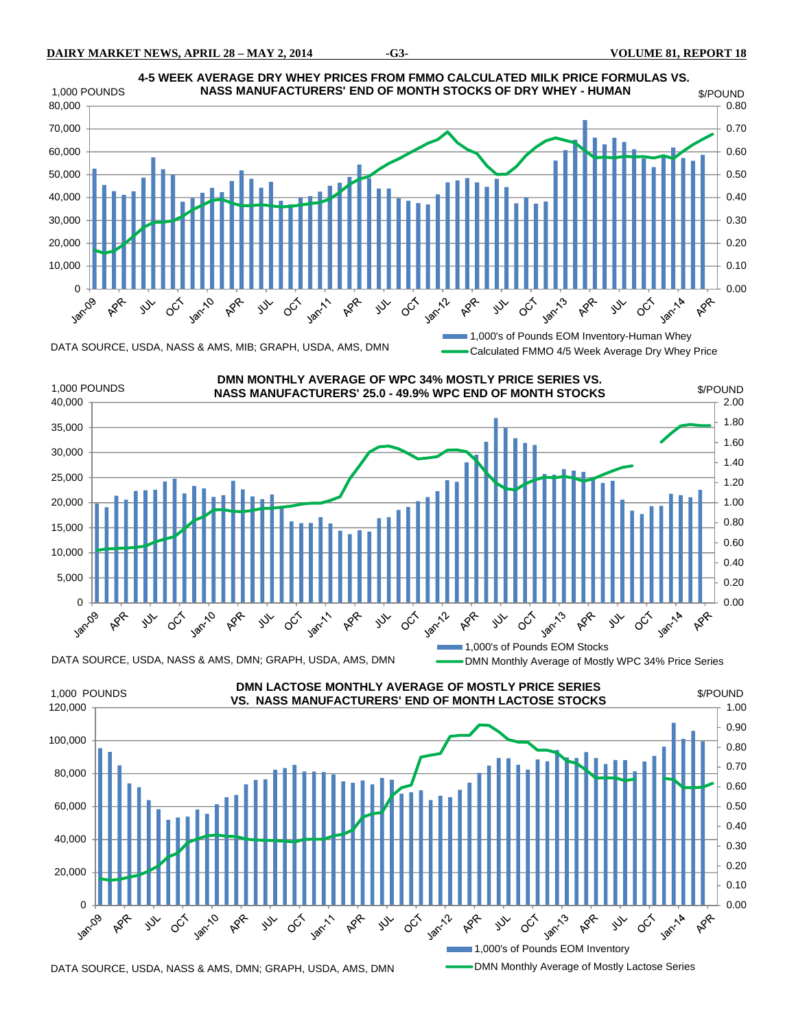## 4-5 WEEK AVERAGE DRY WHEY PRICES FROM FMMO CALCULATED MILK PRICE FORMULAS VS. NASS MANUFACTURERS' END OF MONTH STOCKS OF DRY WHEY - HUMAN

1,000 POUNDS | $/POUND

80,000 · 70,000 · 60,000 · 50,000 · 40,000 · 30,000 · 20,000 · 10,000 · 0

0.80 · 0.70 · 0.60 · 0.50 · 0.40 · 0.30 · 0.20 · 0.10 · 0.00

Jan-09 · APR · JUL · OCT · Jan-10 · APR · JUL · OCT · Jan-11 · APR · JUL · OCT · Jan-12 · APR · JUL · OCT · Jan-13 · APR · JUL · OCT · Jan-14 · APR

1,000's of Pounds EOM Inventory-Human Whey

Calculated FMMO 4/5 Week Average Dry Whey Price

DATA SOURCE, USDA, NASS & AMS, MIB; GRAPH, USDA, AMS, DMN

## DMN MONTHLY AVERAGE OF WPC 34% MOSTLY PRICE SERIES VS. NASS MANUFACTURERS' 25.0 - 49.9% WPC END OF MONTH STOCKS

1,000 POUNDS | $/POUND

40,000 · 35,000 · 30,000 · 25,000 · 20,000 · 15,000 · 10,000 · 5,000 · 0

2.00 · 1.80 · 1.60 · 1.40 · 1.20 · 1.00 · 0.80 · 0.60 · 0.40 · 0.20 · 0.00

Jan-09 · APR · JUL · OCT · Jan-10 · APR · JUL · OCT · Jan-11 · APR · JUL · OCT · Jan-12 · APR · JUL · OCT · Jan-13 · APR · JUL · OCT · Jan-14 · APR

1,000's of Pounds EOM Stocks

DMN Monthly Average of Mostly WPC 34% Price Series

DATA SOURCE, USDA, NASS & AMS, DMN; GRAPH, USDA, AMS, DMN

## DMN LACTOSE MONTHLY AVERAGE OF MOSTLY PRICE SERIES VS. NASS MANUFACTURERS' END OF MONTH LACTOSE STOCKS

1,000 POUNDS | $/POUND

120,000 · 100,000 · 80,000 · 60,000 · 40,000 · 20,000 · 0

1.00 · 0.90 · 0.80 · 0.70 · 0.60 · 0.50 · 0.40 · 0.30 · 0.20 · 0.10 · 0.00

Jan-09 · APR · JUL · OCT · Jan-10 · APR · JUL · OCT · Jan-11 · APR · JUL · OCT · Jan-12 · APR · JUL · OCT · Jan-13 · APR · JUL · OCT · Jan-14 · APR

1,000's of Pounds EOM Inventory

DMN Monthly Average of Mostly Lactose Series

DATA SOURCE, USDA, NASS & AMS, DMN; GRAPH, USDA, AMS, DMN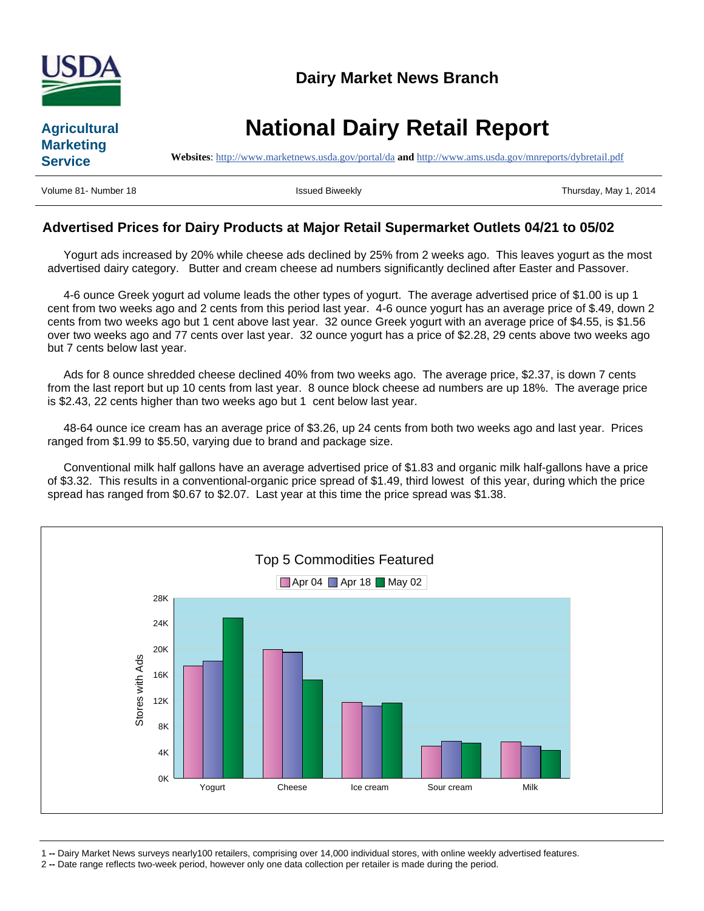**Dairy Market News Branch**

# National Dairy Retail Report

**Agricultural Marketing Service**

**Websites**: http://www.marketnews.usda.gov/portal/da **and** http://www.ams.usda.gov/mnreports/dybretail.pdf

Volume 81- Number 18 | Issued Biweekly | Thursday, May 1, 2014

## Advertised Prices for Dairy Products at Major Retail Supermarket Outlets 04/21 to 05/02

Yogurt ads increased by 20% while cheese ads declined by 25% from 2 weeks ago. This leaves yogurt as the most advertised dairy category. Butter and cream cheese ad numbers significantly declined after Easter and Passover.

4-6 ounce Greek yogurt ad volume leads the other types of yogurt. The average advertised price of $1.00 is up 1 cent from two weeks ago and 2 cents from this period last year. 4-6 ounce yogurt has an average price of $.49, down 2 cents from two weeks ago but 1 cent above last year. 32 ounce Greek yogurt with an average price of $4.55, is $1.56 over two weeks ago and 77 cents over last year. 32 ounce yogurt has a price of $2.28, 29 cents above two weeks ago but 7 cents below last year.

Ads for 8 ounce shredded cheese declined 40% from two weeks ago. The average price, $2.37, is down 7 cents from the last report but up 10 cents from last year. 8 ounce block cheese ad numbers are up 18%. The average price is $2.43, 22 cents higher than two weeks ago but 1 cent below last year.

48-64 ounce ice cream has an average price of $3.26, up 24 cents from both two weeks ago and last year. Prices ranged from $1.99 to $5.50, varying due to brand and package size.

Conventional milk half gallons have an average advertised price of $1.83 and organic milk half-gallons have a price of $3.32. This results in a conventional-organic price spread of $1.49, third lowest of this year, during which the price spread has ranged from $0.67 to $2.07. Last year at this time the price spread was $1.38.

Top 5 Commodities Featured

Stores with Ads (Apr 04, Apr 18, May 02): Yogurt, Cheese, Ice cream, Sour cream, Milk

1 -- Dairy Market News surveys nearly100 retailers, comprising over 14,000 individual stores, with online weekly advertised features.

2 -- Date range reflects two-week period, however only one data collection per retailer is made during the period.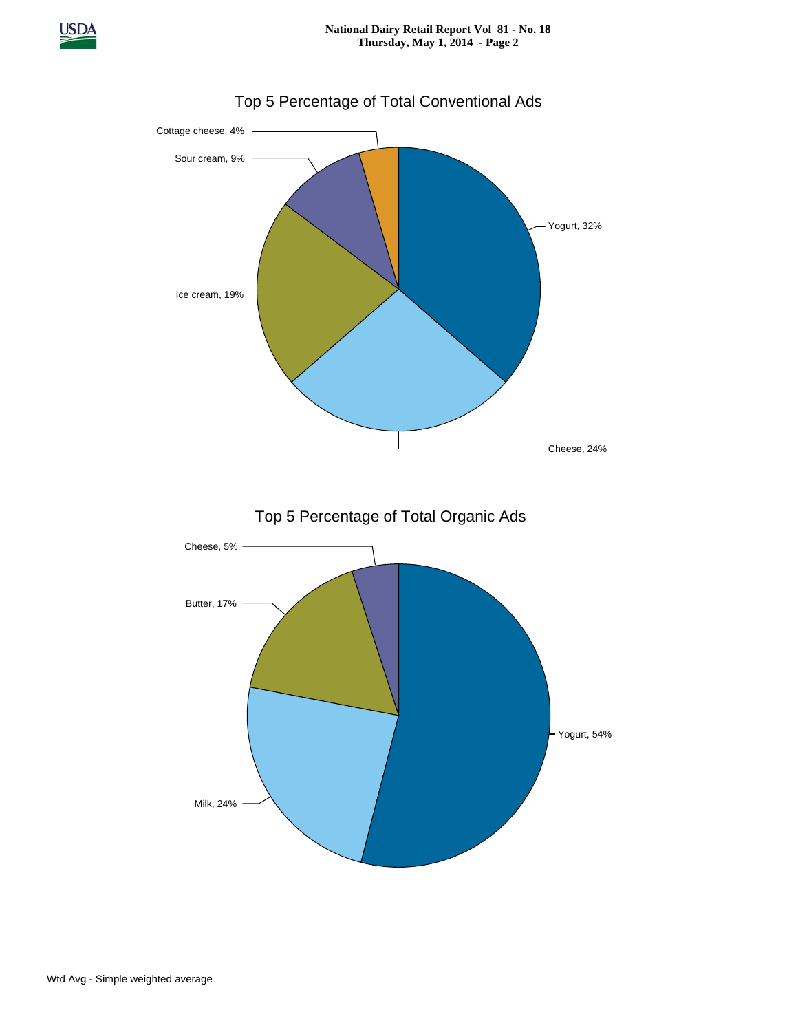## Top 5 Percentage of Total Conventional Ads

Cottage cheese, 4%

Sour cream, 9%

Yogurt, 32%

Ice cream, 19%

Cheese, 24%

## Top 5 Percentage of Total Organic Ads

Cheese, 5%

Butter, 17%

Yogurt, 54%

Milk, 24%

Wtd Avg - Simple weighted average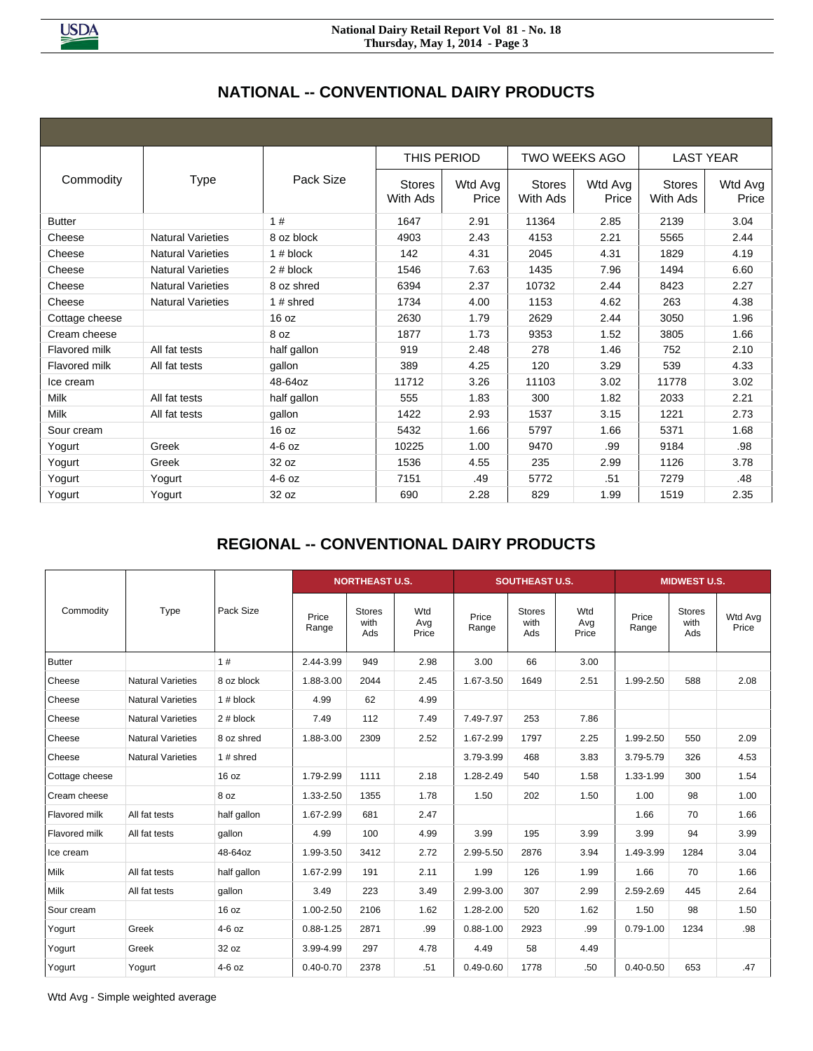## NATIONAL -- CONVENTIONAL DAIRY PRODUCTS

| Commodity | Type | Pack Size | THIS PERIOD | | TWO WEEKS AGO | | LAST YEAR | |
|---|---|---|---|---|---|---|---|---|
| | | | Stores With Ads | Wtd Avg Price | Stores With Ads | Wtd Avg Price | Stores With Ads | Wtd Avg Price |
| Butter | | 1 # | 1647 | 2.91 | 11364 | 2.85 | 2139 | 3.04 |
| Cheese | Natural Varieties | 8 oz block | 4903 | 2.43 | 4153 | 2.21 | 5565 | 2.44 |
| Cheese | Natural Varieties | 1 # block | 142 | 4.31 | 2045 | 4.31 | 1829 | 4.19 |
| Cheese | Natural Varieties | 2 # block | 1546 | 7.63 | 1435 | 7.96 | 1494 | 6.60 |
| Cheese | Natural Varieties | 8 oz shred | 6394 | 2.37 | 10732 | 2.44 | 8423 | 2.27 |
| Cheese | Natural Varieties | 1 # shred | 1734 | 4.00 | 1153 | 4.62 | 263 | 4.38 |
| Cottage cheese | | 16 oz | 2630 | 1.79 | 2629 | 2.44 | 3050 | 1.96 |
| Cream cheese | | 8 oz | 1877 | 1.73 | 9353 | 1.52 | 3805 | 1.66 |
| Flavored milk | All fat tests | half gallon | 919 | 2.48 | 278 | 1.46 | 752 | 2.10 |
| Flavored milk | All fat tests | gallon | 389 | 4.25 | 120 | 3.29 | 539 | 4.33 |
| Ice cream | | 48-64oz | 11712 | 3.26 | 11103 | 3.02 | 11778 | 3.02 |
| Milk | All fat tests | half gallon | 555 | 1.83 | 300 | 1.82 | 2033 | 2.21 |
| Milk | All fat tests | gallon | 1422 | 2.93 | 1537 | 3.15 | 1221 | 2.73 |
| Sour cream | | 16 oz | 5432 | 1.66 | 5797 | 1.66 | 5371 | 1.68 |
| Yogurt | Greek | 4-6 oz | 10225 | 1.00 | 9470 | .99 | 9184 | .98 |
| Yogurt | Greek | 32 oz | 1536 | 4.55 | 235 | 2.99 | 1126 | 3.78 |
| Yogurt | Yogurt | 4-6 oz | 7151 | .49 | 5772 | .51 | 7279 | .48 |
| Yogurt | Yogurt | 32 oz | 690 | 2.28 | 829 | 1.99 | 1519 | 2.35 |

## REGIONAL -- CONVENTIONAL DAIRY PRODUCTS

| Commodity | Type | Pack Size | NORTHEAST U.S. | | | SOUTHEAST U.S. | | | MIDWEST U.S. | | |
|---|---|---|---|---|---|---|---|---|---|---|---|
| | | | Price Range | Stores with Ads | Wtd Avg Price | Price Range | Stores with Ads | Wtd Avg Price | Price Range | Stores with Ads | Wtd Avg Price |
| Butter | | 1 # | 2.44-3.99 | 949 | 2.98 | 3.00 | 66 | 3.00 | | | |
| Cheese | Natural Varieties | 8 oz block | 1.88-3.00 | 2044 | 2.45 | 1.67-3.50 | 1649 | 2.51 | 1.99-2.50 | 588 | 2.08 |
| Cheese | Natural Varieties | 1 # block | 4.99 | 62 | 4.99 | | | | | | |
| Cheese | Natural Varieties | 2 # block | 7.49 | 112 | 7.49 | 7.49-7.97 | 253 | 7.86 | | | |
| Cheese | Natural Varieties | 8 oz shred | 1.88-3.00 | 2309 | 2.52 | 1.67-2.99 | 1797 | 2.25 | 1.99-2.50 | 550 | 2.09 |
| Cheese | Natural Varieties | 1 # shred | | | | 3.79-3.99 | 468 | 3.83 | 3.79-5.79 | 326 | 4.53 |
| Cottage cheese | | 16 oz | 1.79-2.99 | 1111 | 2.18 | 1.28-2.49 | 540 | 1.58 | 1.33-1.99 | 300 | 1.54 |
| Cream cheese | | 8 oz | 1.33-2.50 | 1355 | 1.78 | 1.50 | 202 | 1.50 | 1.00 | 98 | 1.00 |
| Flavored milk | All fat tests | half gallon | 1.67-2.99 | 681 | 2.47 | | | | 1.66 | 70 | 1.66 |
| Flavored milk | All fat tests | gallon | 4.99 | 100 | 4.99 | 3.99 | 195 | 3.99 | 3.99 | 94 | 3.99 |
| Ice cream | | 48-64oz | 1.99-3.50 | 3412 | 2.72 | 2.99-5.50 | 2876 | 3.94 | 1.49-3.99 | 1284 | 3.04 |
| Milk | All fat tests | half gallon | 1.67-2.99 | 191 | 2.11 | 1.99 | 126 | 1.99 | 1.66 | 70 | 1.66 |
| Milk | All fat tests | gallon | 3.49 | 223 | 3.49 | 2.99-3.00 | 307 | 2.99 | 2.59-2.69 | 445 | 2.64 |
| Sour cream | | 16 oz | 1.00-2.50 | 2106 | 1.62 | 1.28-2.00 | 520 | 1.62 | 1.50 | 98 | 1.50 |
| Yogurt | Greek | 4-6 oz | 0.88-1.25 | 2871 | .99 | 0.88-1.00 | 2923 | .99 | 0.79-1.00 | 1234 | .98 |
| Yogurt | Greek | 32 oz | 3.99-4.99 | 297 | 4.78 | 4.49 | 58 | 4.49 | | | |
| Yogurt | Yogurt | 4-6 oz | 0.40-0.70 | 2378 | .51 | 0.49-0.60 | 1778 | .50 | 0.40-0.50 | 653 | .47 |

Wtd Avg - Simple weighted average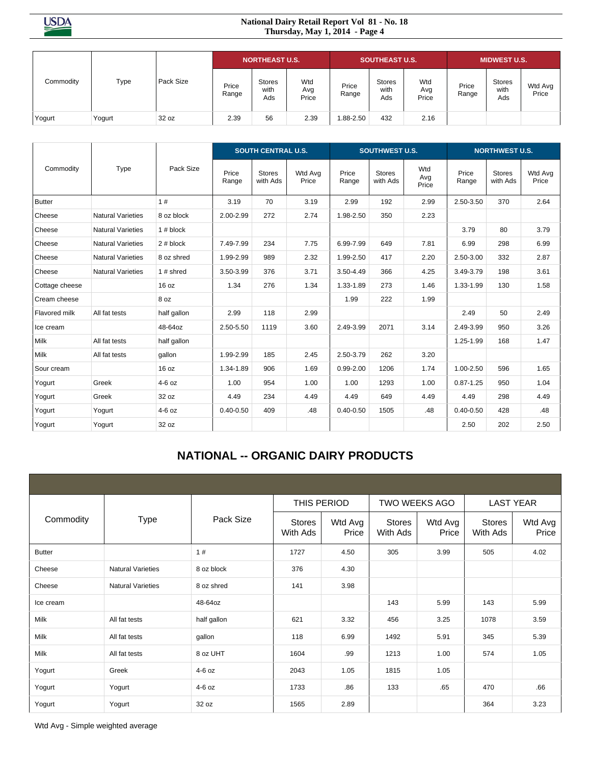| Commodity | Type | Pack Size | NORTHEAST U.S. | | | SOUTHEAST U.S. | | | MIDWEST U.S. | | |
|---|---|---|---|---|---|---|---|---|---|---|---|
| | | | Price Range | Stores with Ads | Wtd Avg Price | Price Range | Stores with Ads | Wtd Avg Price | Price Range | Stores with Ads | Wtd Avg Price |
| Yogurt | Yogurt | 32 oz | 2.39 | 56 | 2.39 | 1.88-2.50 | 432 | 2.16 | | | |

| Commodity | Type | Pack Size | SOUTH CENTRAL U.S. | | | SOUTHWEST U.S. | | | NORTHWEST U.S. | | |
|---|---|---|---|---|---|---|---|---|---|---|---|
| | | | Price Range | Stores with Ads | Wtd Avg Price | Price Range | Stores with Ads | Wtd Avg Price | Price Range | Stores with Ads | Wtd Avg Price |
| Butter | | 1 # | 3.19 | 70 | 3.19 | 2.99 | 192 | 2.99 | 2.50-3.50 | 370 | 2.64 |
| Cheese | Natural Varieties | 8 oz block | 2.00-2.99 | 272 | 2.74 | 1.98-2.50 | 350 | 2.23 | | | |
| Cheese | Natural Varieties | 1 # block | | | | | | | 3.79 | 80 | 3.79 |
| Cheese | Natural Varieties | 2 # block | 7.49-7.99 | 234 | 7.75 | 6.99-7.99 | 649 | 7.81 | 6.99 | 298 | 6.99 |
| Cheese | Natural Varieties | 8 oz shred | 1.99-2.99 | 989 | 2.32 | 1.99-2.50 | 417 | 2.20 | 2.50-3.00 | 332 | 2.87 |
| Cheese | Natural Varieties | 1 # shred | 3.50-3.99 | 376 | 3.71 | 3.50-4.49 | 366 | 4.25 | 3.49-3.79 | 198 | 3.61 |
| Cottage cheese | | 16 oz | 1.34 | 276 | 1.34 | 1.33-1.89 | 273 | 1.46 | 1.33-1.99 | 130 | 1.58 |
| Cream cheese | | 8 oz | | | | 1.99 | 222 | 1.99 | | | |
| Flavored milk | All fat tests | half gallon | 2.99 | 118 | 2.99 | | | | 2.49 | 50 | 2.49 |
| Ice cream | | 48-64oz | 2.50-5.50 | 1119 | 3.60 | 2.49-3.99 | 2071 | 3.14 | 2.49-3.99 | 950 | 3.26 |
| Milk | All fat tests | half gallon | | | | | | | 1.25-1.99 | 168 | 1.47 |
| Milk | All fat tests | gallon | 1.99-2.99 | 185 | 2.45 | 2.50-3.79 | 262 | 3.20 | | | |
| Sour cream | | 16 oz | 1.34-1.89 | 906 | 1.69 | 0.99-2.00 | 1206 | 1.74 | 1.00-2.50 | 596 | 1.65 |
| Yogurt | Greek | 4-6 oz | 1.00 | 954 | 1.00 | 1.00 | 1293 | 1.00 | 0.87-1.25 | 950 | 1.04 |
| Yogurt | Greek | 32 oz | 4.49 | 234 | 4.49 | 4.49 | 649 | 4.49 | 4.49 | 298 | 4.49 |
| Yogurt | Yogurt | 4-6 oz | 0.40-0.50 | 409 | .48 | 0.40-0.50 | 1505 | .48 | 0.40-0.50 | 428 | .48 |
| Yogurt | Yogurt | 32 oz | | | | | | | 2.50 | 202 | 2.50 |

## NATIONAL -- ORGANIC DAIRY PRODUCTS

| Commodity | Type | Pack Size | THIS PERIOD | | TWO WEEKS AGO | | LAST YEAR | |
|---|---|---|---|---|---|---|---|---|
| | | | Stores With Ads | Wtd Avg Price | Stores With Ads | Wtd Avg Price | Stores With Ads | Wtd Avg Price |
| Butter | | 1 # | 1727 | 4.50 | 305 | 3.99 | 505 | 4.02 |
| Cheese | Natural Varieties | 8 oz block | 376 | 4.30 | | | | |
| Cheese | Natural Varieties | 8 oz shred | 141 | 3.98 | | | | |
| Ice cream | | 48-64oz | | | 143 | 5.99 | 143 | 5.99 |
| Milk | All fat tests | half gallon | 621 | 3.32 | 456 | 3.25 | 1078 | 3.59 |
| Milk | All fat tests | gallon | 118 | 6.99 | 1492 | 5.91 | 345 | 5.39 |
| Milk | All fat tests | 8 oz UHT | 1604 | .99 | 1213 | 1.00 | 574 | 1.05 |
| Yogurt | Greek | 4-6 oz | 2043 | 1.05 | 1815 | 1.05 | | |
| Yogurt | Yogurt | 4-6 oz | 1733 | .86 | 133 | .65 | 470 | .66 |
| Yogurt | Yogurt | 32 oz | 1565 | 2.89 | | | 364 | 3.23 |

Wtd Avg - Simple weighted average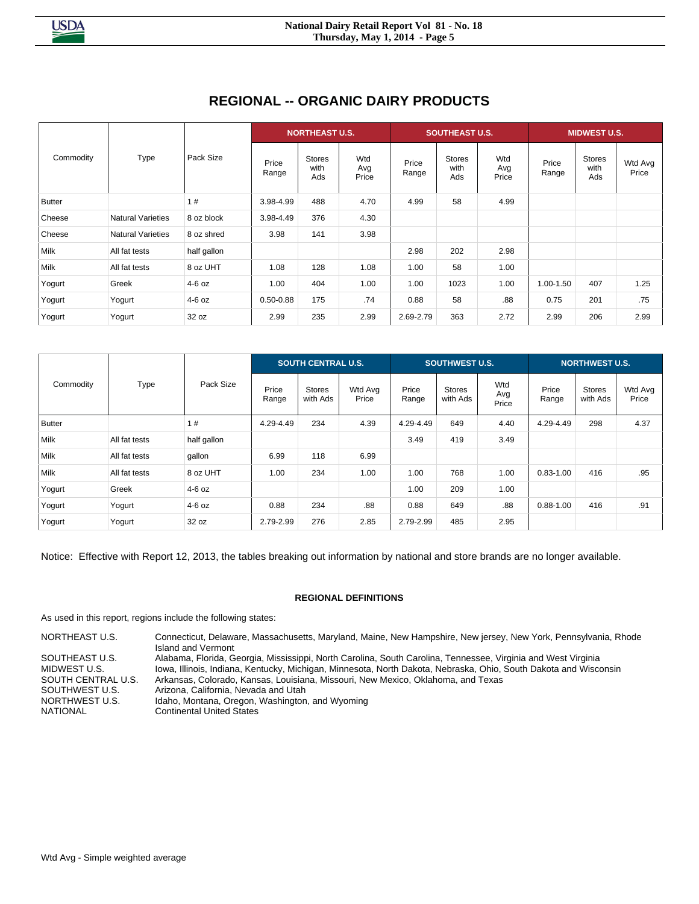## REGIONAL -- ORGANIC DAIRY PRODUCTS

| Commodity | Type | Pack Size | NORTHEAST U.S. | | | SOUTHEAST U.S. | | | MIDWEST U.S. | | |
|---|---|---|---|---|---|---|---|---|---|---|---|
| | | | Price Range | Stores with Ads | Wtd Avg Price | Price Range | Stores with Ads | Wtd Avg Price | Price Range | Stores with Ads | Wtd Avg Price |
| Butter | | 1 # | 3.98-4.99 | 488 | 4.70 | 4.99 | 58 | 4.99 | | | |
| Cheese | Natural Varieties | 8 oz block | 3.98-4.49 | 376 | 4.30 | | | | | | |
| Cheese | Natural Varieties | 8 oz shred | 3.98 | 141 | 3.98 | | | | | | |
| Milk | All fat tests | half gallon | | | | 2.98 | 202 | 2.98 | | | |
| Milk | All fat tests | 8 oz UHT | 1.08 | 128 | 1.08 | 1.00 | 58 | 1.00 | | | |
| Yogurt | Greek | 4-6 oz | 1.00 | 404 | 1.00 | 1.00 | 1023 | 1.00 | 1.00-1.50 | 407 | 1.25 |
| Yogurt | Yogurt | 4-6 oz | 0.50-0.88 | 175 | .74 | 0.88 | 58 | .88 | 0.75 | 201 | .75 |
| Yogurt | Yogurt | 32 oz | 2.99 | 235 | 2.99 | 2.69-2.79 | 363 | 2.72 | 2.99 | 206 | 2.99 |

| Commodity | Type | Pack Size | SOUTH CENTRAL U.S. | | | SOUTHWEST U.S. | | | NORTHWEST U.S. | | |
|---|---|---|---|---|---|---|---|---|---|---|---|
| | | | Price Range | Stores with Ads | Wtd Avg Price | Price Range | Stores with Ads | Wtd Avg Price | Price Range | Stores with Ads | Wtd Avg Price |
| Butter | | 1 # | 4.29-4.49 | 234 | 4.39 | 4.29-4.49 | 649 | 4.40 | 4.29-4.49 | 298 | 4.37 |
| Milk | All fat tests | half gallon | | | | 3.49 | 419 | 3.49 | | | |
| Milk | All fat tests | gallon | 6.99 | 118 | 6.99 | | | | | | |
| Milk | All fat tests | 8 oz UHT | 1.00 | 234 | 1.00 | 1.00 | 768 | 1.00 | 0.83-1.00 | 416 | .95 |
| Yogurt | Greek | 4-6 oz | | | | 1.00 | 209 | 1.00 | | | |
| Yogurt | Yogurt | 4-6 oz | 0.88 | 234 | .88 | 0.88 | 649 | .88 | 0.88-1.00 | 416 | .91 |
| Yogurt | Yogurt | 32 oz | 2.79-2.99 | 276 | 2.85 | 2.79-2.99 | 485 | 2.95 | | | |

Notice: Effective with Report 12, 2013, the tables breaking out information by national and store brands are no longer available.

### REGIONAL DEFINITIONS

As used in this report, regions include the following states:

| | |
|---|---|
| NORTHEAST U.S. | Connecticut, Delaware, Massachusetts, Maryland, Maine, New Hampshire, New jersey, New York, Pennsylvania, Rhode Island and Vermont |
| SOUTHEAST U.S. | Alabama, Florida, Georgia, Mississippi, North Carolina, South Carolina, Tennessee, Virginia and West Virginia |
| MIDWEST U.S. | Iowa, Illinois, Indiana, Kentucky, Michigan, Minnesota, North Dakota, Nebraska, Ohio, South Dakota and Wisconsin |
| SOUTH CENTRAL U.S. | Arkansas, Colorado, Kansas, Louisiana, Missouri, New Mexico, Oklahoma, and Texas |
| SOUTHWEST U.S. | Arizona, California, Nevada and Utah |
| NORTHWEST U.S. | Idaho, Montana, Oregon, Washington, and Wyoming |
| NATIONAL | Continental United States |

Wtd Avg - Simple weighted average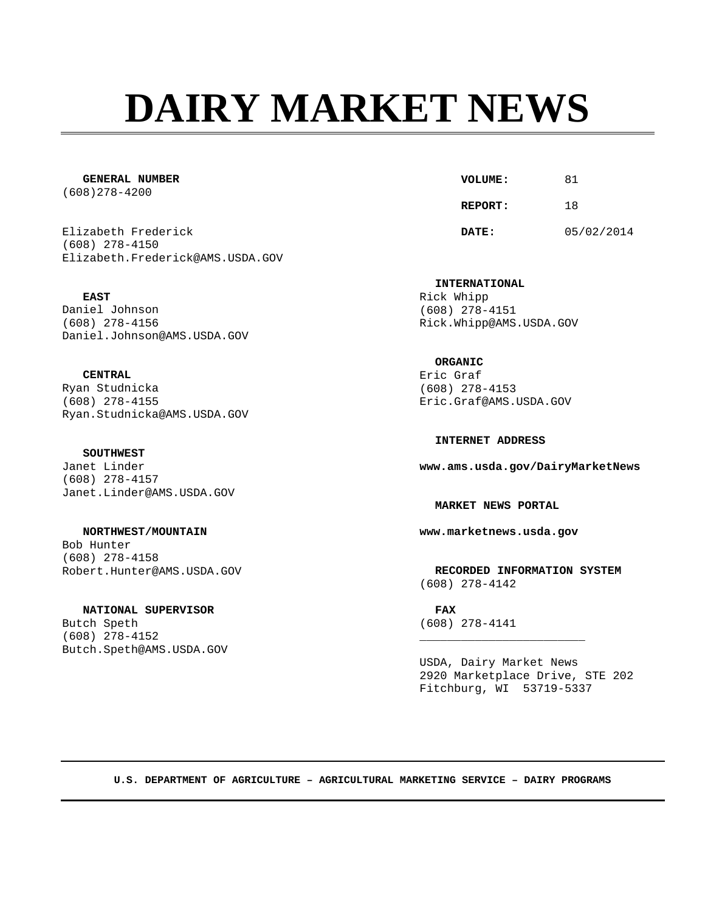# DAIRY MARKET NEWS

**GENERAL NUMBER**
(608)278-4200

Elizabeth Frederick
(608) 278-4150
Elizabeth.Frederick@AMS.USDA.GOV

**EAST**
Daniel Johnson
(608) 278-4156
Daniel.Johnson@AMS.USDA.GOV

**CENTRAL**
Ryan Studnicka
(608) 278-4155
Ryan.Studnicka@AMS.USDA.GOV

**SOUTHWEST**
Janet Linder
(608) 278-4157
Janet.Linder@AMS.USDA.GOV

**NORTHWEST/MOUNTAIN**
Bob Hunter
(608) 278-4158
Robert.Hunter@AMS.USDA.GOV

**NATIONAL SUPERVISOR**
Butch Speth
(608) 278-4152
Butch.Speth@AMS.USDA.GOV

| | |
|---|---|
| **VOLUME:** | 81 |
| **REPORT:** | 18 |
| **DATE:** | 05/02/2014 |

**INTERNATIONAL**
Rick Whipp
(608) 278-4151
Rick.Whipp@AMS.USDA.GOV

**ORGANIC**
Eric Graf
(608) 278-4153
Eric.Graf@AMS.USDA.GOV

**INTERNET ADDRESS**

**www.ams.usda.gov/DairyMarketNews**

**MARKET NEWS PORTAL**

**www.marketnews.usda.gov**

**RECORDED INFORMATION SYSTEM**
(608) 278-4142

**FAX**
(608) 278-4141

USDA, Dairy Market News
2920 Marketplace Drive, STE 202
Fitchburg, WI 53719-5337

**U.S. DEPARTMENT OF AGRICULTURE – AGRICULTURAL MARKETING SERVICE – DAIRY PROGRAMS**